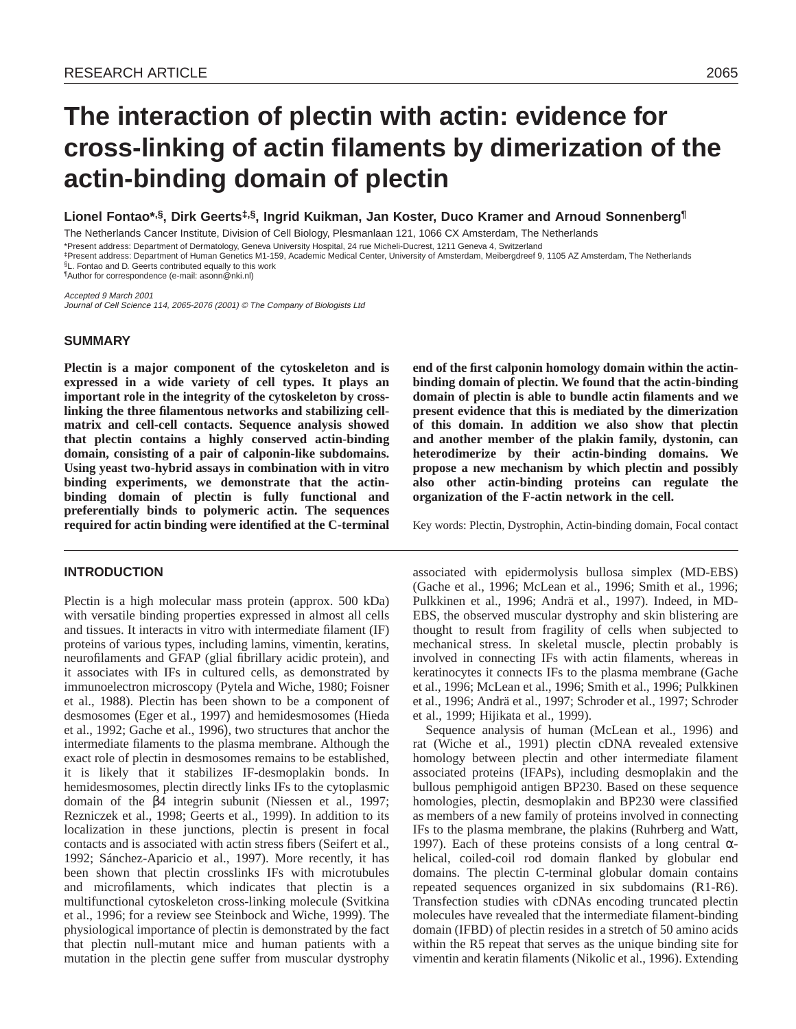RESEARCH ARTICLE

# The interaction of plectin with actin: evidence for cross-linking of actin filaments by dimerization of the actin-binding domain of plectin

**Lionel Fontao*[,§], Dirk Geerts[‡,§], Ingrid Kuikman, Jan Koster, Duco Kramer and Arnoud Sonnenberg[¶]**

The Netherlands Cancer Institute, Division of Cell Biology, Plesmanlaan 121, 1066 CX Amsterdam, The Netherlands

*Present address: Department of Dermatology, Geneva University Hospital, 24 rue Micheli-Ducrest, 1211 Geneva 4, Switzerland

[‡]Present address: Department of Human Genetics M1-159, Academic Medical Center, University of Amsterdam, Meibergdreef 9, 1105 AZ Amsterdam, The Netherlands

[§]L. Fontao and D. Geerts contributed equally to this work

[¶]Author for correspondence (e-mail: asonn@nki.nl)

*Accepted 9 March 2001*

*Journal of Cell Science 114, 2065-2076 (2001) © The Company of Biologists Ltd*

## SUMMARY

**Plectin is a major component of the cytoskeleton and is expressed in a wide variety of cell types. It plays an important role in the integrity of the cytoskeleton by cross-linking the three filamentous networks and stabilizing cell-matrix and cell-cell contacts. Sequence analysis showed that plectin contains a highly conserved actin-binding domain, consisting of a pair of calponin-like subdomains. Using yeast two-hybrid assays in combination with in vitro binding experiments, we demonstrate that the actin-binding domain of plectin is fully functional and preferentially binds to polymeric actin. The sequences required for actin binding were identified at the C-terminal end of the first calponin homology domain within the actin-binding domain of plectin. We found that the actin-binding domain of plectin is able to bundle actin filaments and we present evidence that this is mediated by the dimerization of this domain. In addition we also show that plectin and another member of the plakin family, dystonin, can heterodimerize by their actin-binding domains. We propose a new mechanism by which plectin and possibly also other actin-binding proteins can regulate the organization of the F-actin network in the cell.**

Key words: Plectin, Dystrophin, Actin-binding domain, Focal contact

## INTRODUCTION

Plectin is a high molecular mass protein (approx. 500 kDa) with versatile binding properties expressed in almost all cells and tissues. It interacts in vitro with intermediate filament (IF) proteins of various types, including lamins, vimentin, keratins, neurofilaments and GFAP (glial fibrillary acidic protein), and it associates with IFs in cultured cells, as demonstrated by immunoelectron microscopy (Pytela and Wiche, 1980; Foisner et al., 1988). Plectin has been shown to be a component of desmosomes (Eger et al., 1997) and hemidesmosomes (Hieda et al., 1992; Gache et al., 1996), two structures that anchor the intermediate filaments to the plasma membrane. Although the exact role of plectin in desmosomes remains to be established, it is likely that it stabilizes IF-desmoplakin bonds. In hemidesmosomes, plectin directly links IFs to the cytoplasmic domain of the β4 integrin subunit (Niessen et al., 1997; Rezniczek et al., 1998; Geerts et al., 1999). In addition to its localization in these junctions, plectin is present in focal contacts and is associated with actin stress fibers (Seifert et al., 1992; Sánchez-Aparicio et al., 1997). More recently, it has been shown that plectin crosslinks IFs with microtubules and microfilaments, which indicates that plectin is a multifunctional cytoskeleton cross-linking molecule (Svitkina et al., 1996; for a review see Steinbock and Wiche, 1999). The physiological importance of plectin is demonstrated by the fact that plectin null-mutant mice and human patients with a mutation in the plectin gene suffer from muscular dystrophy associated with epidermolysis bullosa simplex (MD-EBS) (Gache et al., 1996; McLean et al., 1996; Smith et al., 1996; Pulkkinen et al., 1996; Andrä et al., 1997). Indeed, in MD-EBS, the observed muscular dystrophy and skin blistering are thought to result from fragility of cells when subjected to mechanical stress. In skeletal muscle, plectin probably is involved in connecting IFs with actin filaments, whereas in keratinocytes it connects IFs to the plasma membrane (Gache et al., 1996; McLean et al., 1996; Smith et al., 1996; Pulkkinen et al., 1996; Andrä et al., 1997; Schroder et al., 1997; Schroder et al., 1999; Hijikata et al., 1999).

Sequence analysis of human (McLean et al., 1996) and rat (Wiche et al., 1991) plectin cDNA revealed extensive homology between plectin and other intermediate filament associated proteins (IFAPs), including desmoplakin and the bullous pemphigoid antigen BP230. Based on these sequence homologies, plectin, desmoplakin and BP230 were classified as members of a new family of proteins involved in connecting IFs to the plasma membrane, the plakins (Ruhrberg and Watt, 1997). Each of these proteins consists of a long central α-helical, coiled-coil rod domain flanked by globular end domains. The plectin C-terminal globular domain contains repeated sequences organized in six subdomains (R1-R6). Transfection studies with cDNAs encoding truncated plectin molecules have revealed that the intermediate filament-binding domain (IFBD) of plectin resides in a stretch of 50 amino acids within the R5 repeat that serves as the unique binding site for vimentin and keratin filaments (Nikolic et al., 1996). Extending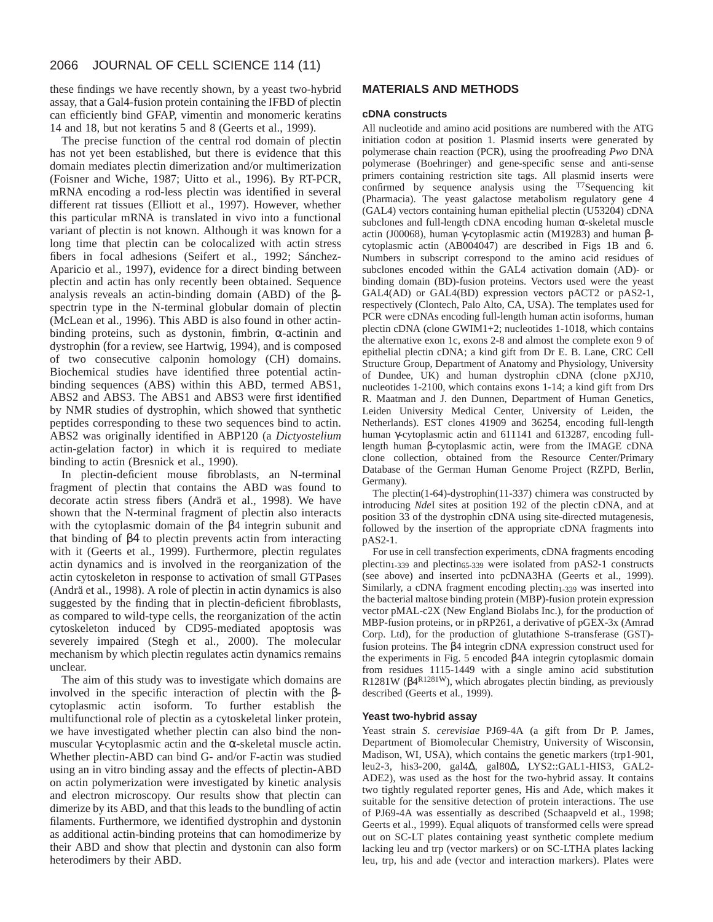these findings we have recently shown, by a yeast two-hybrid assay, that a Gal4-fusion protein containing the IFBD of plectin can efficiently bind GFAP, vimentin and monomeric keratins 14 and 18, but not keratins 5 and 8 (Geerts et al., 1999).

The precise function of the central rod domain of plectin has not yet been established, but there is evidence that this domain mediates plectin dimerization and/or multimerization (Foisner and Wiche, 1987; Uitto et al., 1996). By RT-PCR, mRNA encoding a rod-less plectin was identified in several different rat tissues (Elliott et al., 1997). However, whether this particular mRNA is translated in vivo into a functional variant of plectin is not known. Although it was known for a long time that plectin can be colocalized with actin stress fibers in focal adhesions (Seifert et al., 1992; Sánchez-Aparicio et al., 1997), evidence for a direct binding between plectin and actin has only recently been obtained. Sequence analysis reveals an actin-binding domain (ABD) of the β-spectrin type in the N-terminal globular domain of plectin (McLean et al., 1996). This ABD is also found in other actin-binding proteins, such as dystonin, fimbrin, α-actinin and dystrophin (for a review, see Hartwig, 1994), and is composed of two consecutive calponin homology (CH) domains. Biochemical studies have identified three potential actin-binding sequences (ABS) within this ABD, termed ABS1, ABS2 and ABS3. The ABS1 and ABS3 were first identified by NMR studies of dystrophin, which showed that synthetic peptides corresponding to these two sequences bind to actin. ABS2 was originally identified in ABP120 (a *Dictyostelium* actin-gelation factor) in which it is required to mediate binding to actin (Bresnick et al., 1990).

In plectin-deficient mouse fibroblasts, an N-terminal fragment of plectin that contains the ABD was found to decorate actin stress fibers (Andrä et al., 1998). We have shown that the N-terminal fragment of plectin also interacts with the cytoplasmic domain of the β4 integrin subunit and that binding of β4 to plectin prevents actin from interacting with it (Geerts et al., 1999). Furthermore, plectin regulates actin dynamics and is involved in the reorganization of the actin cytoskeleton in response to activation of small GTPases (Andrä et al., 1998). A role of plectin in actin dynamics is also suggested by the finding that in plectin-deficient fibroblasts, as compared to wild-type cells, the reorganization of the actin cytoskeleton induced by CD95-mediated apoptosis was severely impaired (Stegh et al., 2000). The molecular mechanism by which plectin regulates actin dynamics remains unclear.

The aim of this study was to investigate which domains are involved in the specific interaction of plectin with the β-cytoplasmic actin isoform. To further establish the multifunctional role of plectin as a cytoskeletal linker protein, we have investigated whether plectin can also bind the non-muscular γ-cytoplasmic actin and the α-skeletal muscle actin. Whether plectin-ABD can bind G- and/or F-actin was studied using an in vitro binding assay and the effects of plectin-ABD on actin polymerization were investigated by kinetic analysis and electron microscopy. Our results show that plectin can dimerize by its ABD, and that this leads to the bundling of actin filaments. Furthermore, we identified dystrophin and dystonin as additional actin-binding proteins that can homodimerize by their ABD and show that plectin and dystonin can also form heterodimers by their ABD.

## MATERIALS AND METHODS

### cDNA constructs

All nucleotide and amino acid positions are numbered with the ATG initiation codon at position 1. Plasmid inserts were generated by polymerase chain reaction (PCR), using the proofreading *Pwo* DNA polymerase (Boehringer) and gene-specific sense and anti-sense primers containing restriction site tags. All plasmid inserts were confirmed by sequence analysis using the [T7]Sequencing kit (Pharmacia). The yeast galactose metabolism regulatory gene 4 (GAL4) vectors containing human epithelial plectin (U53204) cDNA subclones and full-length cDNA encoding human α-skeletal muscle actin (J00068), human γ-cytoplasmic actin (M19283) and human β-cytoplasmic actin (AB004047) are described in Figs 1B and 6. Numbers in subscript correspond to the amino acid residues of subclones encoded within the GAL4 activation domain (AD)- or binding domain (BD)-fusion proteins. Vectors used were the yeast GAL4(AD) or GAL4(BD) expression vectors pACT2 or pAS2-1, respectively (Clontech, Palo Alto, CA, USA). The templates used for PCR were cDNAs encoding full-length human actin isoforms, human plectin cDNA (clone GWIM1+2; nucleotides 1-1018, which contains the alternative exon 1c, exons 2-8 and almost the complete exon 9 of epithelial plectin cDNA; a kind gift from Dr E. B. Lane, CRC Cell Structure Group, Department of Anatomy and Physiology, University of Dundee, UK) and human dystrophin cDNA (clone pXJ10, nucleotides 1-2100, which contains exons 1-14; a kind gift from Drs R. Maatman and J. den Dunnen, Department of Human Genetics, Leiden University Medical Center, University of Leiden, the Netherlands). EST clones 41909 and 36254, encoding full-length human γ-cytoplasmic actin and 611141 and 613287, encoding full-length human β-cytoplasmic actin, were from the IMAGE cDNA clone collection, obtained from the Resource Center/Primary Database of the German Human Genome Project (RZPD, Berlin, Germany).

The plectin(1-64)-dystrophin(11-337) chimera was constructed by introducing *Nde*I sites at position 192 of the plectin cDNA, and at position 33 of the dystrophin cDNA using site-directed mutagenesis, followed by the insertion of the appropriate cDNA fragments into pAS2-1.

For use in cell transfection experiments, cDNA fragments encoding plectin$_{1-339}$ and plectin$_{65-339}$ were isolated from pAS2-1 constructs (see above) and inserted into pcDNA3HA (Geerts et al., 1999). Similarly, a cDNA fragment encoding plectin$_{1-339}$ was inserted into the bacterial maltose binding protein (MBP)-fusion protein expression vector pMAL-c2X (New England Biolabs Inc.), for the production of MBP-fusion proteins, or in pRP261, a derivative of pGEX-3x (Amrad Corp. Ltd), for the production of glutathione S-transferase (GST)-fusion proteins. The β4 integrin cDNA expression construct used for the experiments in Fig. 5 encoded β4A integrin cytoplasmic domain from residues 1115-1449 with a single amino acid substitution R1281W (β4$^{R1281W}$), which abrogates plectin binding, as previously described (Geerts et al., 1999).

### Yeast two-hybrid assay

Yeast strain *S. cerevisiae* PJ69-4A (a gift from Dr P. James, Department of Biomolecular Chemistry, University of Wisconsin, Madison, WI, USA), which contains the genetic markers (trp1-901, leu2-3, his3-200, gal4Δ, gal80Δ, LYS2::GAL1-HIS3, GAL2-ADE2), was used as the host for the two-hybrid assay. It contains two tightly regulated reporter genes, His and Ade, which makes it suitable for the sensitive detection of protein interactions. The use of PJ69-4A was essentially as described (Schaapveld et al., 1998; Geerts et al., 1999). Equal aliquots of transformed cells were spread out on SC-LT plates containing yeast synthetic complete medium lacking leu and trp (vector markers) or on SC-LTHA plates lacking leu, trp, his and ade (vector and interaction markers). Plates were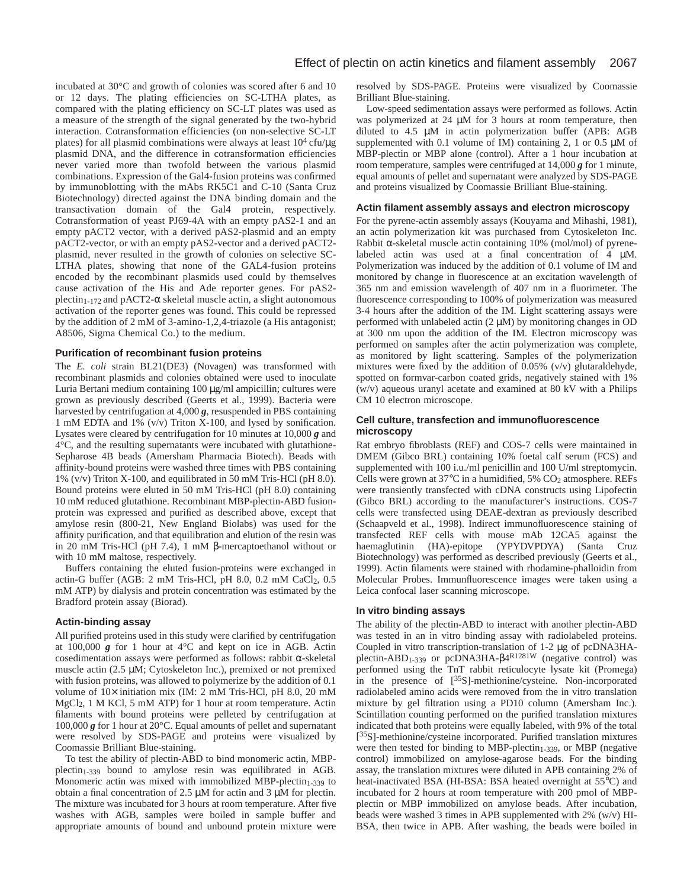incubated at 30°C and growth of colonies was scored after 6 and 10 or 12 days. The plating efficiencies on SC-LTHA plates, as compared with the plating efficiency on SC-LT plates was used as a measure of the strength of the signal generated by the two-hybrid interaction. Cotransformation efficiencies (on non-selective SC-LT plates) for all plasmid combinations were always at least $10^4$ cfu/μg plasmid DNA, and the difference in cotransformation efficiencies never varied more than twofold between the various plasmid combinations. Expression of the Gal4-fusion proteins was confirmed by immunoblotting with the mAbs RK5C1 and C-10 (Santa Cruz Biotechnology) directed against the DNA binding domain and the transactivation domain of the Gal4 protein, respectively. Cotransformation of yeast PJ69-4A with an empty pAS2-1 and an empty pACT2 vector, with a derived pAS2-plasmid and an empty pACT2-vector, or with an empty pAS2-vector and a derived pACT2-plasmid, never resulted in the growth of colonies on selective SC-LTHA plates, showing that none of the GAL4-fusion proteins encoded by the recombinant plasmids used could by themselves cause activation of the His and Ade reporter genes. For pAS2-plectin$_{1\text{-}172}$ and pACT2-α skeletal muscle actin, a slight autonomous activation of the reporter genes was found. This could be repressed by the addition of 2 mM of 3-amino-1,2,4-triazole (a His antagonist; A8506, Sigma Chemical Co.) to the medium.

### Purification of recombinant fusion proteins

The *E. coli* strain BL21(DE3) (Novagen) was transformed with recombinant plasmids and colonies obtained were used to inoculate Luria Bertani medium containing 100 μg/ml ampicillin; cultures were grown as previously described (Geerts et al., 1999). Bacteria were harvested by centrifugation at 4,000 ***g***, resuspended in PBS containing 1 mM EDTA and 1% (v/v) Triton X-100, and lysed by sonification. Lysates were cleared by centrifugation for 10 minutes at 10,000 ***g*** and 4°C, and the resulting supernatants were incubated with glutathione-Sepharose 4B beads (Amersham Pharmacia Biotech). Beads with affinity-bound proteins were washed three times with PBS containing 1% (v/v) Triton X-100, and equilibrated in 50 mM Tris-HCl (pH 8.0). Bound proteins were eluted in 50 mM Tris-HCl (pH 8.0) containing 10 mM reduced glutathione. Recombinant MBP-plectin-ABD fusion-protein was expressed and purified as described above, except that amylose resin (800-21, New England Biolabs) was used for the affinity purification, and that equilibration and elution of the resin was in 20 mM Tris-HCl (pH 7.4), 1 mM β-mercaptoethanol without or with 10 mM maltose, respectively.

Buffers containing the eluted fusion-proteins were exchanged in actin-G buffer (AGB: 2 mM Tris-HCl, pH 8.0, 0.2 mM $CaCl_2$, 0.5 mM ATP) by dialysis and protein concentration was estimated by the Bradford protein assay (Biorad).

### Actin-binding assay

All purified proteins used in this study were clarified by centrifugation at 100,000 ***g*** for 1 hour at 4°C and kept on ice in AGB. Actin cosedimentation assays were performed as follows: rabbit α-skeletal muscle actin (2.5 μM; Cytoskeleton Inc.), premixed or not premixed with fusion proteins, was allowed to polymerize by the addition of 0.1 volume of 10× initiation mix (IM: 2 mM Tris-HCl, pH 8.0, 20 mM $MgCl_2$, 1 M KCl, 5 mM ATP) for 1 hour at room temperature. Actin filaments with bound proteins were pelleted by centrifugation at 100,000 ***g*** for 1 hour at 20°C. Equal amounts of pellet and supernatant were resolved by SDS-PAGE and proteins were visualized by Coomassie Brilliant Blue-staining.

To test the ability of plectin-ABD to bind monomeric actin, MBP-plectin$_{1\text{-}339}$ bound to amylose resin was equilibrated in AGB. Monomeric actin was mixed with immobilized MBP-plectin$_{1\text{-}339}$ to obtain a final concentration of 2.5 μM for actin and 3 μM for plectin. The mixture was incubated for 3 hours at room temperature. After five washes with AGB, samples were boiled in sample buffer and appropriate amounts of bound and unbound protein mixture were resolved by SDS-PAGE. Proteins were visualized by Coomassie Brilliant Blue-staining.

Low-speed sedimentation assays were performed as follows. Actin was polymerized at 24 μM for 3 hours at room temperature, then diluted to 4.5 μM in actin polymerization buffer (APB: AGB supplemented with 0.1 volume of IM) containing 2, 1 or 0.5 μM of MBP-plectin or MBP alone (control). After a 1 hour incubation at room temperature, samples were centrifuged at 14,000 ***g*** for 1 minute, equal amounts of pellet and supernatant were analyzed by SDS-PAGE and proteins visualized by Coomassie Brilliant Blue-staining.

### Actin filament assembly assays and electron microscopy

For the pyrene-actin assembly assays (Kouyama and Mihashi, 1981), an actin polymerization kit was purchased from Cytoskeleton Inc. Rabbit α-skeletal muscle actin containing 10% (mol/mol) of pyrene-labeled actin was used at a final concentration of 4 μM. Polymerization was induced by the addition of 0.1 volume of IM and monitored by change in fluorescence at an excitation wavelength of 365 nm and emission wavelength of 407 nm in a fluorimeter. The fluorescence corresponding to 100% of polymerization was measured 3-4 hours after the addition of the IM. Light scattering assays were performed with unlabeled actin (2 μM) by monitoring changes in OD at 300 nm upon the addition of the IM. Electron microscopy was performed on samples after the actin polymerization was complete, as monitored by light scattering. Samples of the polymerization mixtures were fixed by the addition of 0.05% (v/v) glutaraldehyde, spotted on formvar-carbon coated grids, negatively stained with 1% (w/v) aqueous uranyl acetate and examined at 80 kV with a Philips CM 10 electron microscope.

### Cell culture, transfection and immunofluorescence microscopy

Rat embryo fibroblasts (REF) and COS-7 cells were maintained in DMEM (Gibco BRL) containing 10% foetal calf serum (FCS) and supplemented with 100 i.u./ml penicillin and 100 U/ml streptomycin. Cells were grown at 37°C in a humidified, 5% $CO_2$ atmosphere. REFs were transiently transfected with cDNA constructs using Lipofectin (Gibco BRL) according to the manufacturer's instructions. COS-7 cells were transfected using DEAE-dextran as previously described (Schaapveld et al., 1998). Indirect immunofluorescence staining of transfected REF cells with mouse mAb 12CA5 against the haemaglutinin (HA)-epitope (YPYDVPDYA) (Santa Cruz Biotechnology) was performed as described previously (Geerts et al., 1999). Actin filaments were stained with rhodamine-phalloidin from Molecular Probes. Immunfluorescence images were taken using a Leica confocal laser scanning microscope.

### In vitro binding assays

The ability of the plectin-ABD to interact with another plectin-ABD was tested in an in vitro binding assay with radiolabeled proteins. Coupled in vitro transcription-translation of 1-2 μg of pcDNA3HA-plectin-ABD$_{1\text{-}339}$ or pcDNA3HA-β4$^{R1281W}$ (negative control) was performed using the TnT rabbit reticulocyte lysate kit (Promega) in the presence of [$^{35}$S]-methionine/cysteine. Non-incorporated radiolabeled amino acids were removed from the in vitro translation mixture by gel filtration using a PD10 column (Amersham Inc.). Scintillation counting performed on the purified translation mixtures indicated that both proteins were equally labeled, with 9% of the total [$^{35}$S]-methionine/cysteine incorporated. Purified translation mixtures were then tested for binding to MBP-plectin$_{1\text{-}339}$, or MBP (negative control) immobilized on amylose-agarose beads. For the binding assay, the translation mixtures were diluted in APB containing 2% of heat-inactivated BSA (HI-BSA: BSA heated overnight at 55°C) and incubated for 2 hours at room temperature with 200 pmol of MBP-plectin or MBP immobilized on amylose beads. After incubation, beads were washed 3 times in APB supplemented with 2% (w/v) HI-BSA, then twice in APB. After washing, the beads were boiled in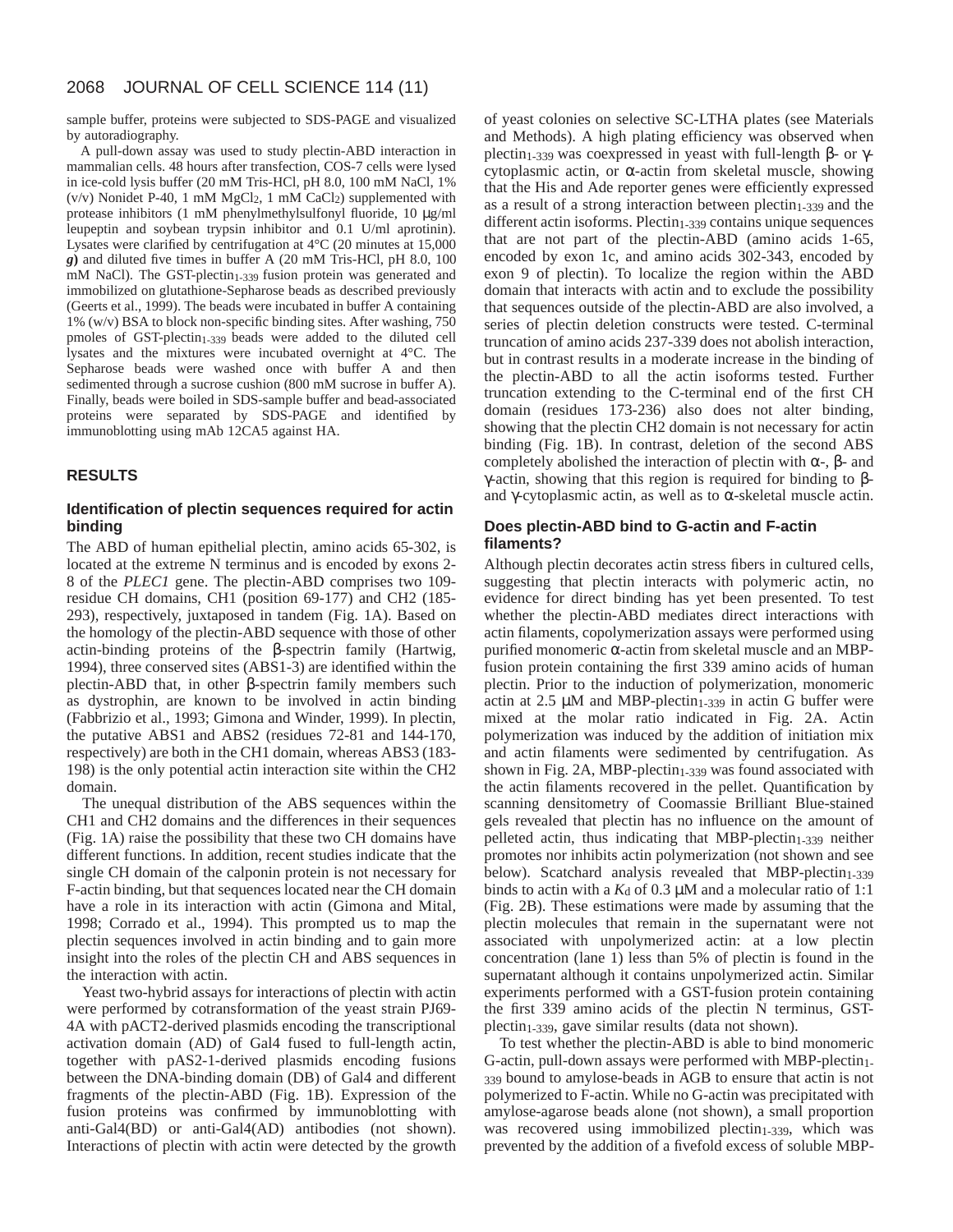sample buffer, proteins were subjected to SDS-PAGE and visualized by autoradiography.

A pull-down assay was used to study plectin-ABD interaction in mammalian cells. 48 hours after transfection, COS-7 cells were lysed in ice-cold lysis buffer (20 mM Tris-HCl, pH 8.0, 100 mM NaCl, 1% (v/v) Nonidet P-40, 1 mM $MgCl_2$, 1 mM $CaCl_2$) supplemented with protease inhibitors (1 mM phenylmethylsulfonyl fluoride, 10 μg/ml leupeptin and soybean trypsin inhibitor and 0.1 U/ml aprotinin). Lysates were clarified by centrifugation at 4°C (20 minutes at 15,000 ***g***) and diluted five times in buffer A (20 mM Tris-HCl, pH 8.0, 100 mM NaCl). The GST-plectin$_{1-339}$ fusion protein was generated and immobilized on glutathione-Sepharose beads as described previously (Geerts et al., 1999). The beads were incubated in buffer A containing 1% (w/v) BSA to block non-specific binding sites. After washing, 750 pmoles of GST-plectin$_{1-339}$ beads were added to the diluted cell lysates and the mixtures were incubated overnight at 4°C. The Sepharose beads were washed once with buffer A and then sedimented through a sucrose cushion (800 mM sucrose in buffer A). Finally, beads were boiled in SDS-sample buffer and bead-associated proteins were separated by SDS-PAGE and identified by immunoblotting using mAb 12CA5 against HA.

## RESULTS

### Identification of plectin sequences required for actin binding

The ABD of human epithelial plectin, amino acids 65-302, is located at the extreme N terminus and is encoded by exons 2-8 of the *PLEC1* gene. The plectin-ABD comprises two 109-residue CH domains, CH1 (position 69-177) and CH2 (185-293), respectively, juxtaposed in tandem (Fig. 1A). Based on the homology of the plectin-ABD sequence with those of other actin-binding proteins of the β-spectrin family (Hartwig, 1994), three conserved sites (ABS1-3) are identified within the plectin-ABD that, in other β-spectrin family members such as dystrophin, are known to be involved in actin binding (Fabbrizio et al., 1993; Gimona and Winder, 1999). In plectin, the putative ABS1 and ABS2 (residues 72-81 and 144-170, respectively) are both in the CH1 domain, whereas ABS3 (183-198) is the only potential actin interaction site within the CH2 domain.

The unequal distribution of the ABS sequences within the CH1 and CH2 domains and the differences in their sequences (Fig. 1A) raise the possibility that these two CH domains have different functions. In addition, recent studies indicate that the single CH domain of the calponin protein is not necessary for F-actin binding, but that sequences located near the CH domain have a role in its interaction with actin (Gimona and Mital, 1998; Corrado et al., 1994). This prompted us to map the plectin sequences involved in actin binding and to gain more insight into the roles of the plectin CH and ABS sequences in the interaction with actin.

Yeast two-hybrid assays for interactions of plectin with actin were performed by cotransformation of the yeast strain PJ69-4A with pACT2-derived plasmids encoding the transcriptional activation domain (AD) of Gal4 fused to full-length actin, together with pAS2-1-derived plasmids encoding fusions between the DNA-binding domain (DB) of Gal4 and different fragments of the plectin-ABD (Fig. 1B). Expression of the fusion proteins was confirmed by immunoblotting with anti-Gal4(BD) or anti-Gal4(AD) antibodies (not shown). Interactions of plectin with actin were detected by the growth of yeast colonies on selective SC-LTHA plates (see Materials and Methods). A high plating efficiency was observed when plectin$_{1-339}$ was coexpressed in yeast with full-length β- or γ-cytoplasmic actin, or α-actin from skeletal muscle, showing that the His and Ade reporter genes were efficiently expressed as a result of a strong interaction between plectin$_{1-339}$ and the different actin isoforms. Plectin$_{1-339}$ contains unique sequences that are not part of the plectin-ABD (amino acids 1-65, encoded by exon 1c, and amino acids 302-343, encoded by exon 9 of plectin). To localize the region within the ABD domain that interacts with actin and to exclude the possibility that sequences outside of the plectin-ABD are also involved, a series of plectin deletion constructs were tested. C-terminal truncation of amino acids 237-339 does not abolish interaction, but in contrast results in a moderate increase in the binding of the plectin-ABD to all the actin isoforms tested. Further truncation extending to the C-terminal end of the first CH domain (residues 173-236) also does not alter binding, showing that the plectin CH2 domain is not necessary for actin binding (Fig. 1B). In contrast, deletion of the second ABS completely abolished the interaction of plectin with α-, β- and γ-actin, showing that this region is required for binding to β- and γ-cytoplasmic actin, as well as to α-skeletal muscle actin.

### Does plectin-ABD bind to G-actin and F-actin filaments?

Although plectin decorates actin stress fibers in cultured cells, suggesting that plectin interacts with polymeric actin, no evidence for direct binding has yet been presented. To test whether the plectin-ABD mediates direct interactions with actin filaments, copolymerization assays were performed using purified monomeric α-actin from skeletal muscle and an MBP-fusion protein containing the first 339 amino acids of human plectin. Prior to the induction of polymerization, monomeric actin at 2.5 μM and MBP-plectin$_{1-339}$ in actin G buffer were mixed at the molar ratio indicated in Fig. 2A. Actin polymerization was induced by the addition of initiation mix and actin filaments were sedimented by centrifugation. As shown in Fig. 2A, MBP-plectin$_{1-339}$ was found associated with the actin filaments recovered in the pellet. Quantification by scanning densitometry of Coomassie Brilliant Blue-stained gels revealed that plectin has no influence on the amount of pelleted actin, thus indicating that MBP-plectin$_{1-339}$ neither promotes nor inhibits actin polymerization (not shown and see below). Scatchard analysis revealed that MBP-plectin$_{1-339}$ binds to actin with a $K_d$ of 0.3 μM and a molecular ratio of 1:1 (Fig. 2B). These estimations were made by assuming that the plectin molecules that remain in the supernatant were not associated with unpolymerized actin: at a low plectin concentration (lane 1) less than 5% of plectin is found in the supernatant although it contains unpolymerized actin. Similar experiments performed with a GST-fusion protein containing the first 339 amino acids of the plectin N terminus, GST-plectin$_{1-339}$, gave similar results (data not shown).

To test whether the plectin-ABD is able to bind monomeric G-actin, pull-down assays were performed with MBP-plectin$_{1-339}$ bound to amylose-beads in AGB to ensure that actin is not polymerized to F-actin. While no G-actin was precipitated with amylose-agarose beads alone (not shown), a small proportion was recovered using immobilized plectin$_{1-339}$, which was prevented by the addition of a fivefold excess of soluble MBP-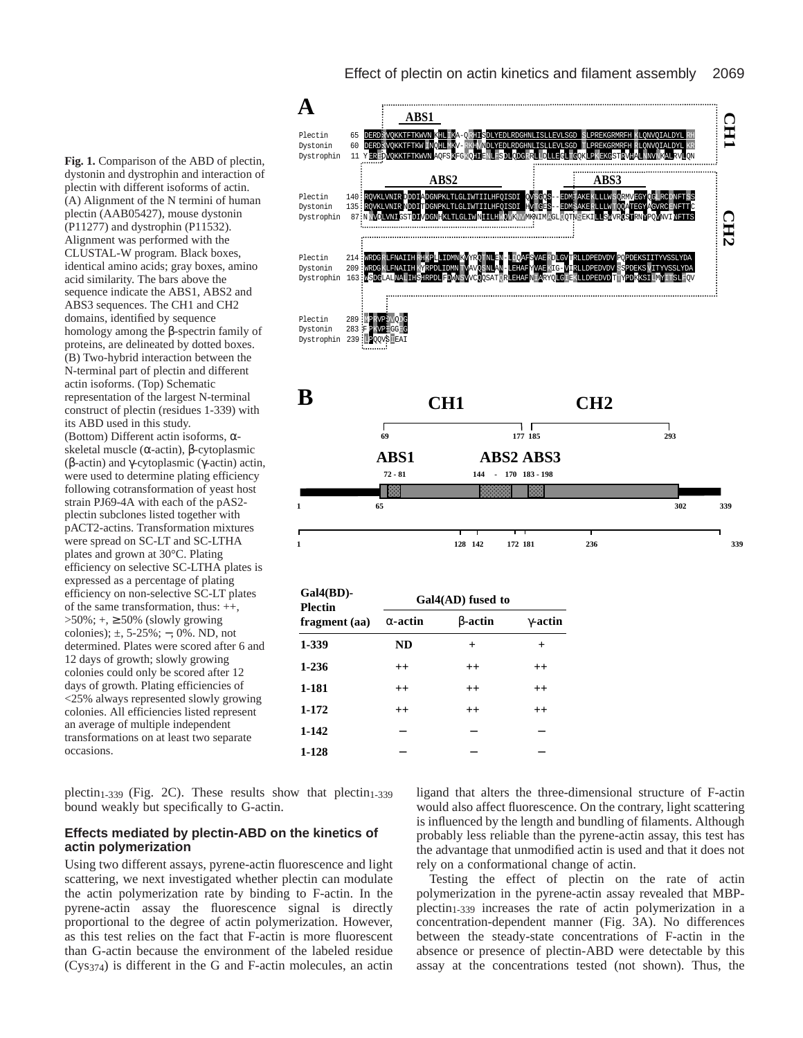**Fig. 1.** Comparison of the ABD of plectin, dystonin and dystrophin and interaction of plectin with different isoforms of actin. (A) Alignment of the N termini of human plectin (AAB05427), mouse dystonin (P11277) and dystrophin (P11532). Alignment was performed with the CLUSTAL-W program. Black boxes, identical amino acids; gray boxes, amino acid similarity. The bars above the sequence indicate the ABS1, ABS2 and ABS3 sequences. The CH1 and CH2 domains, identified by sequence homology among the β-spectrin family of proteins, are delineated by dotted boxes. (B) Two-hybrid interaction between the N-terminal part of plectin and different actin isoforms. (Top) Schematic representation of the largest N-terminal construct of plectin (residues 1-339) with its ABD used in this study. (Bottom) Different actin isoforms, α-skeletal muscle (α-actin), β-cytoplasmic (β-actin) and γ-cytoplasmic (γ-actin) actin, were used to determine plating efficiency following cotransformation of yeast host strain PJ69-4A with each of the pAS2-plectin subclones listed together with pACT2-actins. Transformation mixtures were spread on SC-LT and SC-LTHA plates and grown at 30°C. Plating efficiency on selective SC-LTHA plates is expressed as a percentage of plating efficiency on non-selective SC-LT plates of the same transformation, thus: ++, >50%; +, ≥50% (slowly growing colonies); ±, 5-25%; –, 0%. ND, not determined. Plates were scored after 6 and 12 days of growth; slowly growing colonies could only be scored after 12 days of growth. Plating efficiencies of <25% always represented slowly growing colonies. All efficiencies listed represent an average of multiple independent transformations on at least two separate occasions.

**A**

```
                 ABS1
Plectin     65  DERDRVQKKTFTKWVNKHLIKA-QRHISDLYEDLRDGHNLISLLEVLSGDSLPREKGRMRFHKLQNVQIALDYLRH
Dystonin    60  DERDRVQKKTFTKWINQHLMKV-RKHVNDLYEDLRDGHNLISLLEVLSGDTLPREKGRMRFHRLQNVQIALDYLKR
Dystrophin  11  YEREDVQKKTFTKWVNAQFSKFGKQHIENLFSDLQDGRRLLDLLEGLTGQKLPKEKGSTRVHALNNVNKALRVLQN

                 ABS2                                       ABS3
Plectin    140  RQVKLVNIRNDDIADGNPKLTLGLIWTIILHFQISDIQVSGQS--EDMTAKEKLLLWSQRMVEGYQGLRCDNFTSS
Dystonin   135  RQVKLVNIRNDDITDGNPKLTLGLIWTIILHFQISDIHVTGES--EDMSAKERLLLWTQQATEGYAGVRCENFTTC
Dystrophin  87  NNVDLVNIGSTDIVDGNHKLTLGLIWNIILHWQVKNVMKNIMAGLQQTNSEKILLSWVRQSTRNYPQVNVINFTTS

Plectin    214  WRDGRLFNAIIHRHKPLLIDMNKVYRQTNLENLDQAFSVAERDLGVTRLLDPEDVDVPQPDEKSIITYVSSLYDA
Dystonin   209  WRDGKLFNAIIHKYRPDLIDMNTVAVQSNLANLEHAFYVAEKIG-VIRLLDPEDVDVSSPDEKSVITYVSSLYDA
Dystrophin 163  WSDGLALNALIHSHRPDLFDWNSVVCQQSATQRLEHAFNIARYQLGIEKLLDPEDVDTTYPDKKSILMYITSLFQV

Plectin    289  MPRVPDVQDG
Dystonin   283  FPKVPEGGEG
Dystrophin 239  LPQQVSIEAI
```

CH1: residues up to the first dotted box; CH2: second dotted box.

**B**

CH1: 69–177; CH2: 185–293

ABS1: 72 - 81; ABS2: 144 - 170; ABS3: 183 - 198

Construct: 1, 65, 302, 339

Fragment endpoints: 1, 128, 142, 172, 181, 236, 339

| Gal4(BD)-Plectin fragment (aa) | Gal4(AD) fused to | | |
|---|---|---|---|
| | α-actin | β-actin | γ-actin |
| 1-339 | ND | + | + |
| 1-236 | ++ | ++ | ++ |
| 1-181 | ++ | ++ | ++ |
| 1-172 | ++ | ++ | ++ |
| 1-142 | – | – | – |
| 1-128 | – | – | – |

plectin$_{1-339}$ (Fig. 2C). These results show that plectin$_{1-339}$ bound weakly but specifically to G-actin.

### Effects mediated by plectin-ABD on the kinetics of actin polymerization

Using two different assays, pyrene-actin fluorescence and light scattering, we next investigated whether plectin can modulate the actin polymerization rate by binding to F-actin. In the pyrene-actin assay the fluorescence signal is directly proportional to the degree of actin polymerization. However, as this test relies on the fact that F-actin is more fluorescent than G-actin because the environment of the labeled residue (Cys$_{374}$) is different in the G and F-actin molecules, an actin ligand that alters the three-dimensional structure of F-actin would also affect fluorescence. On the contrary, light scattering is influenced by the length and bundling of filaments. Although probably less reliable than the pyrene-actin assay, this test has the advantage that unmodified actin is used and that it does not rely on a conformational change of actin.

Testing the effect of plectin on the rate of actin polymerization in the pyrene-actin assay revealed that MBP-plectin$_{1-339}$ increases the rate of actin polymerization in a concentration-dependent manner (Fig. 3A). No differences between the steady-state concentrations of F-actin in the absence or presence of plectin-ABD were detectable by this assay at the concentrations tested (not shown). Thus, the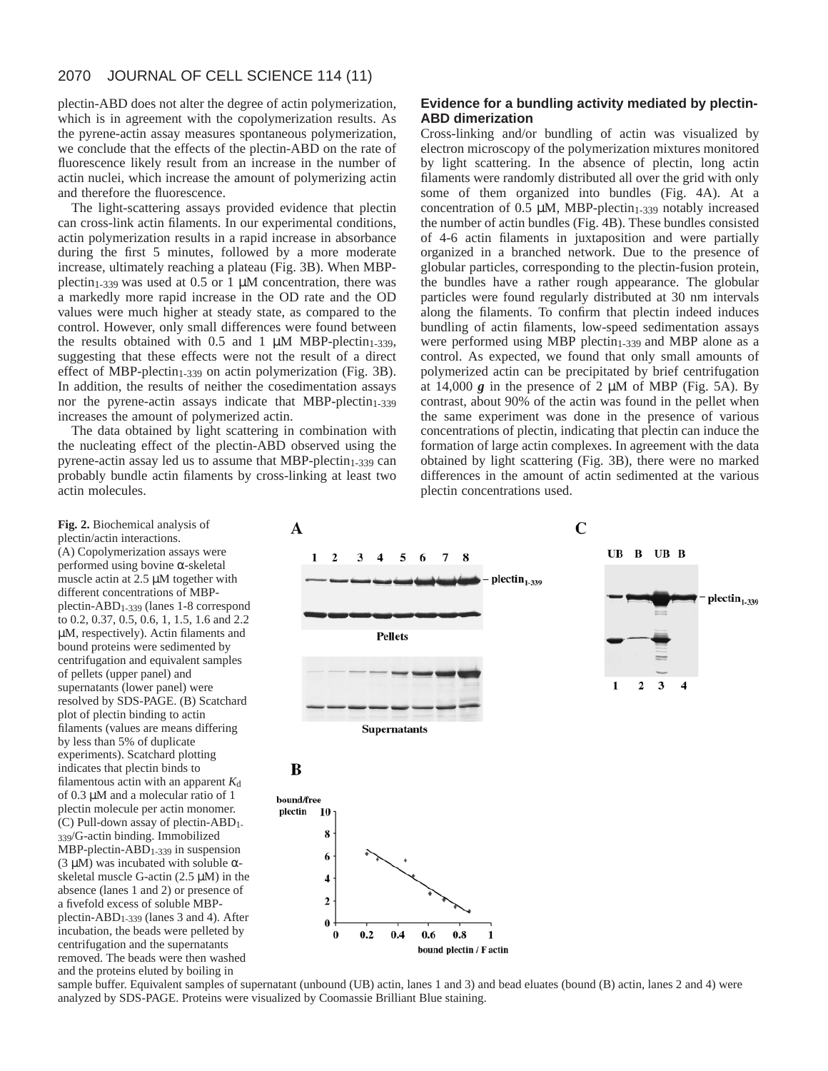plectin-ABD does not alter the degree of actin polymerization, which is in agreement with the copolymerization results. As the pyrene-actin assay measures spontaneous polymerization, we conclude that the effects of the plectin-ABD on the rate of fluorescence likely result from an increase in the number of actin nuclei, which increase the amount of polymerizing actin and therefore the fluorescence.

The light-scattering assays provided evidence that plectin can cross-link actin filaments. In our experimental conditions, actin polymerization results in a rapid increase in absorbance during the first 5 minutes, followed by a more moderate increase, ultimately reaching a plateau (Fig. 3B). When MBP-plectin$_{1-339}$ was used at 0.5 or 1 μM concentration, there was a markedly more rapid increase in the OD rate and the OD values were much higher at steady state, as compared to the control. However, only small differences were found between the results obtained with 0.5 and 1 μM MBP-plectin$_{1-339}$, suggesting that these effects were not the result of a direct effect of MBP-plectin$_{1-339}$ on actin polymerization (Fig. 3B). In addition, the results of neither the cosedimentation assays nor the pyrene-actin assays indicate that MBP-plectin$_{1-339}$ increases the amount of polymerized actin.

The data obtained by light scattering in combination with the nucleating effect of the plectin-ABD observed using the pyrene-actin assay led us to assume that MBP-plectin$_{1-339}$ can probably bundle actin filaments by cross-linking at least two actin molecules.

### Evidence for a bundling activity mediated by plectin-ABD dimerization

Cross-linking and/or bundling of actin was visualized by electron microscopy of the polymerization mixtures monitored by light scattering. In the absence of plectin, long actin filaments were randomly distributed all over the grid with only some of them organized into bundles (Fig. 4A). At a concentration of 0.5 μM, MBP-plectin$_{1-339}$ notably increased the number of actin bundles (Fig. 4B). These bundles consisted of 4-6 actin filaments in juxtaposition and were partially organized in a branched network. Due to the presence of globular particles, corresponding to the plectin-fusion protein, the bundles have a rather rough appearance. The globular particles were found regularly distributed at 30 nm intervals along the filaments. To confirm that plectin indeed induces bundling of actin filaments, low-speed sedimentation assays were performed using MBP plectin$_{1-339}$ and MBP alone as a control. As expected, we found that only small amounts of polymerized actin can be precipitated by brief centrifugation at 14,000 ***g*** in the presence of 2 μM of MBP (Fig. 5A). By contrast, about 90% of the actin was found in the pellet when the same experiment was done in the presence of various concentrations of plectin, indicating that plectin can induce the formation of large actin complexes. In agreement with the data obtained by light scattering (Fig. 3B), there were no marked differences in the amount of actin sedimented at the various plectin concentrations used.

**Fig. 2.** Biochemical analysis of plectin/actin interactions. (A) Copolymerization assays were performed using bovine α-skeletal muscle actin at 2.5 μM together with different concentrations of MBP-plectin-ABD$_{1-339}$ (lanes 1-8 correspond to 0.2, 0.37, 0.5, 0.6, 1, 1.5, 1.6 and 2.2 μM, respectively). Actin filaments and bound proteins were sedimented by centrifugation and equivalent samples of pellets (upper panel) and supernatants (lower panel) were resolved by SDS-PAGE. (B) Scatchard plot of plectin binding to actin filaments (values are means differing by less than 5% of duplicate experiments). Scatchard plotting indicates that plectin binds to filamentous actin with an apparent $K_d$ of 0.3 μM and a molecular ratio of 1 plectin molecule per actin monomer. (C) Pull-down assay of plectin-ABD$_{1-339}$/G-actin binding. Immobilized MBP-plectin-ABD$_{1-339}$ in suspension (3 μM) was incubated with soluble α-skeletal muscle G-actin (2.5 μM) in the absence (lanes 1 and 2) or presence of a fivefold excess of soluble MBP-plectin-ABD$_{1-339}$ (lanes 3 and 4). After incubation, the beads were pelleted by centrifugation and the supernatants removed. The beads were then washed and the proteins eluted by boiling in sample buffer. Equivalent samples of supernatant (unbound (UB) actin, lanes 1 and 3) and bead eluates (bound (B) actin, lanes 2 and 4) were analyzed by SDS-PAGE. Proteins were visualized by Coomassie Brilliant Blue staining.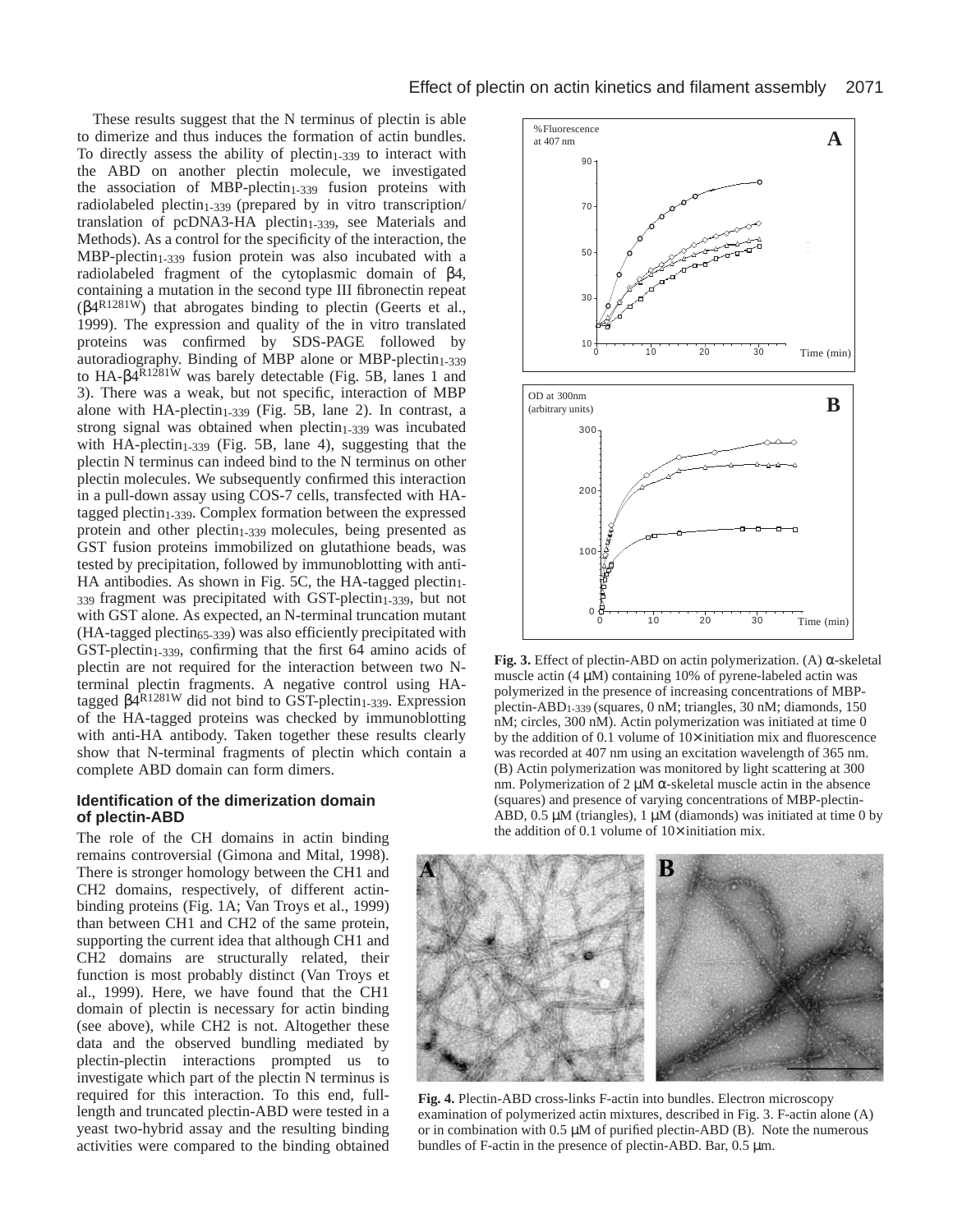These results suggest that the N terminus of plectin is able to dimerize and thus induces the formation of actin bundles. To directly assess the ability of plectin$_{1-339}$ to interact with the ABD on another plectin molecule, we investigated the association of MBP-plectin$_{1-339}$ fusion proteins with radiolabeled plectin$_{1-339}$ (prepared by in vitro transcription/translation of pcDNA3-HA plectin$_{1-339}$, see Materials and Methods). As a control for the specificity of the interaction, the MBP-plectin$_{1-339}$ fusion protein was also incubated with a radiolabeled fragment of the cytoplasmic domain of β4, containing a mutation in the second type III fibronectin repeat (β4$^{R1281W}$) that abrogates binding to plectin (Geerts et al., 1999). The expression and quality of the in vitro translated proteins was confirmed by SDS-PAGE followed by autoradiography. Binding of MBP alone or MBP-plectin$_{1-339}$ to HA-β4$^{R1281W}$ was barely detectable (Fig. 5B, lanes 1 and 3). There was a weak, but not specific, interaction of MBP alone with HA-plectin$_{1-339}$ (Fig. 5B, lane 2). In contrast, a strong signal was obtained when plectin$_{1-339}$ was incubated with HA-plectin$_{1-339}$ (Fig. 5B, lane 4), suggesting that the plectin N terminus can indeed bind to the N terminus on other plectin molecules. We subsequently confirmed this interaction in a pull-down assay using COS-7 cells, transfected with HA-tagged plectin$_{1-339}$. Complex formation between the expressed protein and other plectin$_{1-339}$ molecules, being presented as GST fusion proteins immobilized on glutathione beads, was tested by precipitation, followed by immunoblotting with anti-HA antibodies. As shown in Fig. 5C, the HA-tagged plectin$_{1-339}$ fragment was precipitated with GST-plectin$_{1-339}$, but not with GST alone. As expected, an N-terminal truncation mutant (HA-tagged plectin$_{65-339}$) was also efficiently precipitated with GST-plectin$_{1-339}$, confirming that the first 64 amino acids of plectin are not required for the interaction between two N-terminal plectin fragments. A negative control using HA-tagged β4$^{R1281W}$ did not bind to GST-plectin$_{1-339}$. Expression of the HA-tagged proteins was checked by immunoblotting with anti-HA antibody. Taken together these results clearly show that N-terminal fragments of plectin which contain a complete ABD domain can form dimers.

### Identification of the dimerization domain of plectin-ABD

The role of the CH domains in actin binding remains controversial (Gimona and Mital, 1998). There is stronger homology between the CH1 and CH2 domains, respectively, of different actin-binding proteins (Fig. 1A; Van Troys et al., 1999) than between CH1 and CH2 of the same protein, supporting the current idea that although CH1 and CH2 domains are structurally related, their function is most probably distinct (Van Troys et al., 1999). Here, we have found that the CH1 domain of plectin is necessary for actin binding (see above), while CH2 is not. Altogether these data and the observed bundling mediated by plectin-plectin interactions prompted us to investigate which part of the plectin N terminus is required for this interaction. To this end, full-length and truncated plectin-ABD were tested in a yeast two-hybrid assay and the resulting binding activities were compared to the binding obtained

**Fig. 3.** Effect of plectin-ABD on actin polymerization. (A) α-skeletal muscle actin (4 μM) containing 10% of pyrene-labeled actin was polymerized in the presence of increasing concentrations of MBP-plectin-ABD$_{1-339}$ (squares, 0 nM; triangles, 30 nM; diamonds, 150 nM; circles, 300 nM). Actin polymerization was initiated at time 0 by the addition of 0.1 volume of 10× initiation mix and fluorescence was recorded at 407 nm using an excitation wavelength of 365 nm. (B) Actin polymerization was monitored by light scattering at 300 nm. Polymerization of 2 μM α-skeletal muscle actin in the absence (squares) and presence of varying concentrations of MBP-plectin-ABD, 0.5 μM (triangles), 1 μM (diamonds) was initiated at time 0 by the addition of 0.1 volume of 10× initiation mix.

**Fig. 4.** Plectin-ABD cross-links F-actin into bundles. Electron microscopy examination of polymerized actin mixtures, described in Fig. 3. F-actin alone (A) or in combination with 0.5 μM of purified plectin-ABD (B). Note the numerous bundles of F-actin in the presence of plectin-ABD. Bar, 0.5 μm.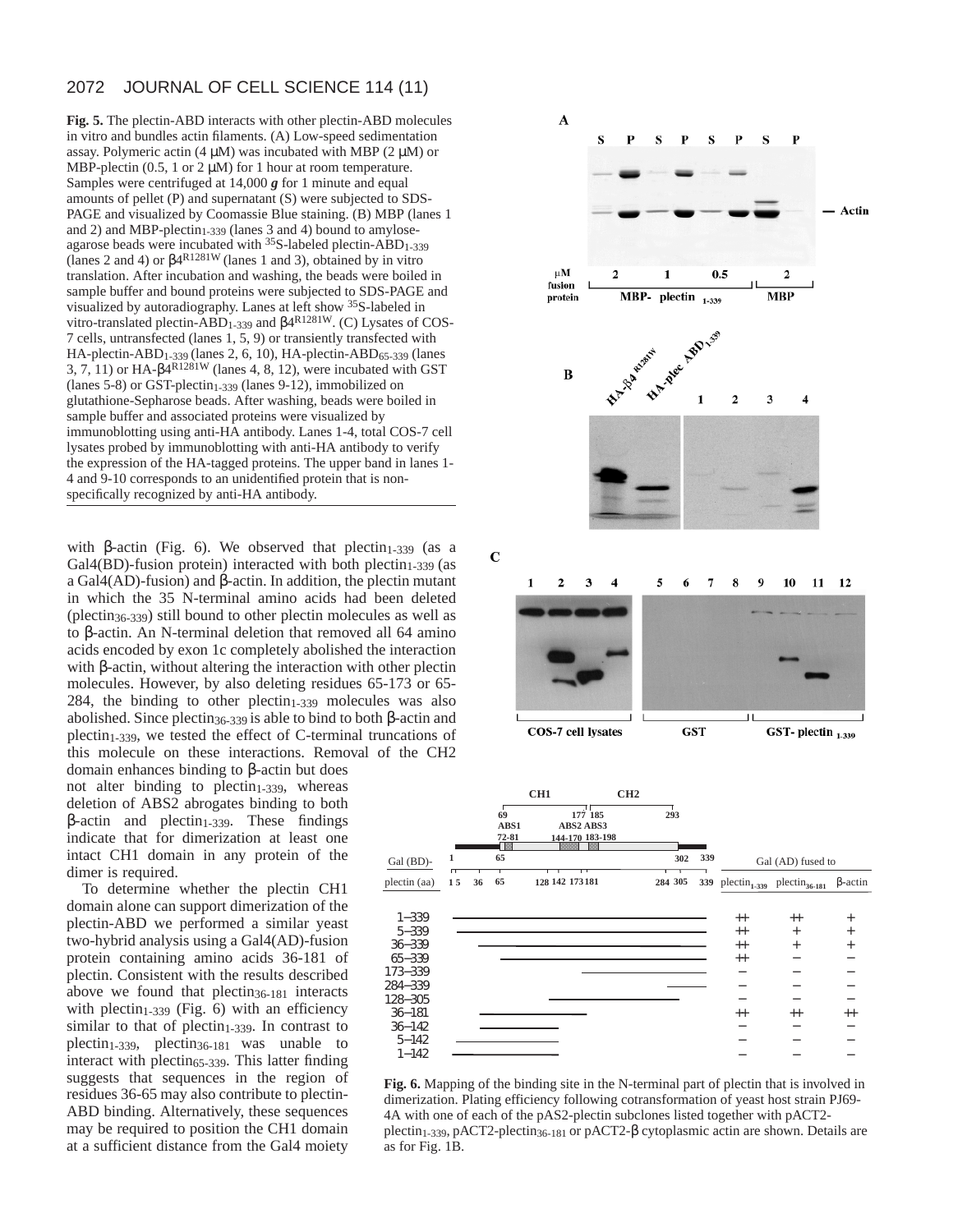**Fig. 5.** The plectin-ABD interacts with other plectin-ABD molecules in vitro and bundles actin filaments. (A) Low-speed sedimentation assay. Polymeric actin (4 μM) was incubated with MBP (2 μM) or MBP-plectin (0.5, 1 or 2 μM) for 1 hour at room temperature. Samples were centrifuged at 14,000 *g* for 1 minute and equal amounts of pellet (P) and supernatant (S) were subjected to SDS-PAGE and visualized by Coomassie Blue staining. (B) MBP (lanes 1 and 2) and MBP-plectin$_{1-339}$ (lanes 3 and 4) bound to amylose-agarose beads were incubated with $^{35}$S-labeled plectin-ABD$_{1-339}$ (lanes 2 and 4) or β4$^{R1281W}$ (lanes 1 and 3), obtained by in vitro translation. After incubation and washing, the beads were boiled in sample buffer and bound proteins were subjected to SDS-PAGE and visualized by autoradiography. Lanes at left show $^{35}$S-labeled in vitro-translated plectin-ABD$_{1-339}$ and β4$^{R1281W}$. (C) Lysates of COS-7 cells, untransfected (lanes 1, 5, 9) or transiently transfected with HA-plectin-ABD$_{1-339}$ (lanes 2, 6, 10), HA-plectin-ABD$_{65-339}$ (lanes 3, 7, 11) or HA-β4$^{R1281W}$ (lanes 4, 8, 12), were incubated with GST (lanes 5-8) or GST-plectin$_{1-339}$ (lanes 9-12), immobilized on glutathione-Sepharose beads. After washing, beads were boiled in sample buffer and associated proteins were visualized by immunoblotting using anti-HA antibody. Lanes 1-4, total COS-7 cell lysates probed by immunoblotting with anti-HA antibody to verify the expression of the HA-tagged proteins. The upper band in lanes 1-4 and 9-10 corresponds to an unidentified protein that is non-specifically recognized by anti-HA antibody.

with β-actin (Fig. 6). We observed that plectin$_{1-339}$ (as a Gal4(BD)-fusion protein) interacted with both plectin$_{1-339}$ (as a Gal4(AD)-fusion) and β-actin. In addition, the plectin mutant in which the 35 N-terminal amino acids had been deleted (plectin$_{36-339}$) still bound to other plectin molecules as well as to β-actin. An N-terminal deletion that removed all 64 amino acids encoded by exon 1c completely abolished the interaction with β-actin, without altering the interaction with other plectin molecules. However, by also deleting residues 65-173 or 65-284, the binding to other plectin$_{1-339}$ molecules was also abolished. Since plectin$_{36-339}$ is able to bind to both β-actin and plectin$_{1-339}$, we tested the effect of C-terminal truncations of this molecule on these interactions. Removal of the CH2 domain enhances binding to β-actin but does not alter binding to plectin$_{1-339}$, whereas deletion of ABS2 abrogates binding to both β-actin and plectin$_{1-339}$. These findings indicate that for dimerization at least one intact CH1 domain in any protein of the dimer is required.

To determine whether the plectin CH1 domain alone can support dimerization of the plectin-ABD we performed a similar yeast two-hybrid analysis using a Gal4(AD)-fusion protein containing amino acids 36-181 of plectin. Consistent with the results described above we found that plectin$_{36-181}$ interacts with plectin$_{1-339}$ (Fig. 6) with an efficiency similar to that of plectin$_{1-339}$. In contrast to plectin$_{1-339}$, plectin$_{36-181}$ was unable to interact with plectin$_{65-339}$. This latter finding suggests that sequences in the region of residues 36-65 may also contribute to plectin-ABD binding. Alternatively, these sequences may be required to position the CH1 domain at a sufficient distance from the Gal4 moiety

| Gal (BD)-plectin (aa) | plectin$_{1-339}$ | plectin$_{36-181}$ | β-actin |
|---|---|---|---|
| 1–339 | ++ | ++ | + |
| 5–339 | ++ | + | + |
| 36–339 | ++ | + | + |
| 65–339 | ++ | – | – |
| 173–339 | – | – | – |
| 284–339 | – | – | – |
| 128–305 | – | – | – |
| 36–181 | ++ | ++ | ++ |
| 36–142 | – | – | – |
| 5–142 | – | – | – |
| 1–142 | – | – | – |

**Fig. 6.** Mapping of the binding site in the N-terminal part of plectin that is involved in dimerization. Plating efficiency following cotransformation of yeast host strain PJ69-4A with one of each of the pAS2-plectin subclones listed together with pACT2-plectin$_{1-339}$, pACT2-plectin$_{36-181}$ or pACT2-β cytoplasmic actin are shown. Details are as for Fig. 1B.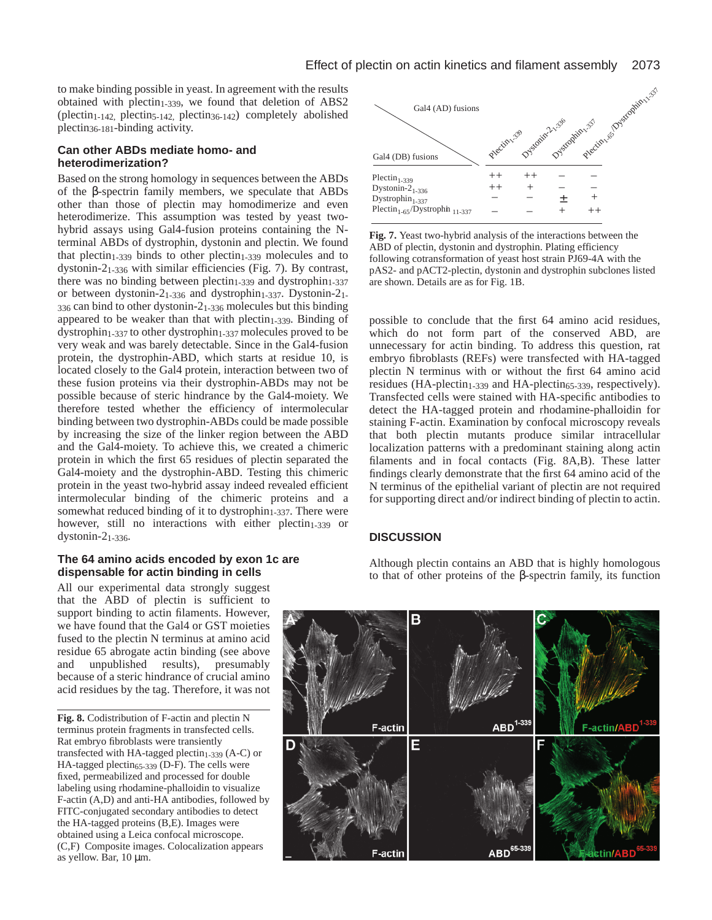to make binding possible in yeast. In agreement with the results obtained with plectin$_{1\text{-}339}$, we found that deletion of ABS2 (plectin$_{1\text{-}142}$, plectin$_{5\text{-}142}$, plectin$_{36\text{-}142}$) completely abolished plectin$_{36\text{-}181}$-binding activity.

### Can other ABDs mediate homo- and heterodimerization?

Based on the strong homology in sequences between the ABDs of the β-spectrin family members, we speculate that ABDs other than those of plectin may homodimerize and even heterodimerize. This assumption was tested by yeast two-hybrid assays using Gal4-fusion proteins containing the N-terminal ABDs of dystrophin, dystonin and plectin. We found that plectin$_{1\text{-}339}$ binds to other plectin$_{1\text{-}339}$ molecules and to dystonin-2$_{1\text{-}336}$ with similar efficiencies (Fig. 7). By contrast, there was no binding between plectin$_{1\text{-}339}$ and dystrophin$_{1\text{-}337}$ or between dystonin-2$_{1\text{-}336}$ and dystrophin$_{1\text{-}337}$. Dystonin-2$_{1\text{-}336}$ can bind to other dystonin-2$_{1\text{-}336}$ molecules but this binding appeared to be weaker than that with plectin$_{1\text{-}339}$. Binding of dystrophin$_{1\text{-}337}$ to other dystrophin$_{1\text{-}337}$ molecules proved to be very weak and was barely detectable. Since in the Gal4-fusion protein, the dystrophin-ABD, which starts at residue 10, is located closely to the Gal4 protein, interaction between two of these fusion proteins via their dystrophin-ABDs may not be possible because of steric hindrance by the Gal4-moiety. We therefore tested whether the efficiency of intermolecular binding between two dystrophin-ABDs could be made possible by increasing the size of the linker region between the ABD and the Gal4-moiety. To achieve this, we created a chimeric protein in which the first 65 residues of plectin separated the Gal4-moiety and the dystrophin-ABD. Testing this chimeric protein in the yeast two-hybrid assay indeed revealed efficient intermolecular binding of the chimeric proteins and a somewhat reduced binding of it to dystrophin$_{1\text{-}337}$. There were however, still no interactions with either plectin$_{1\text{-}339}$ or dystonin-2$_{1\text{-}336}$.

| Gal4 (DB) fusions \ Gal4 (AD) fusions | Plectin$_{1\text{-}339}$ | Dystonin-2$_{1\text{-}336}$ | Dystrophin$_{1\text{-}337}$ | Plectin$_{1\text{-}65}$/Dystrophin$_{11\text{-}337}$ |
|---|---|---|---|---|
| Plectin$_{1\text{-}339}$ | ++ | ++ | – | – |
| Dystonin-2$_{1\text{-}336}$ | ++ | + | – | – |
| Dystrophin$_{1\text{-}337}$ | – | – | ± | + |
| Plectin$_{1\text{-}65}$/Dystrophin$_{11\text{-}337}$ | – | – | + | ++ |

**Fig. 7.** Yeast two-hybrid analysis of the interactions between the ABD of plectin, dystonin and dystrophin. Plating efficiency following cotransformation of yeast host strain PJ69-4A with the pAS2- and pACT2-plectin, dystonin and dystrophin subclones listed are shown. Details are as for Fig. 1B.

### The 64 amino acids encoded by exon 1c are dispensable for actin binding in cells

All our experimental data strongly suggest that the ABD of plectin is sufficient to support binding to actin filaments. However, we have found that the Gal4 or GST moieties fused to the plectin N terminus at amino acid residue 65 abrogate actin binding (see above and unpublished results), presumably because of a steric hindrance of crucial amino acid residues by the tag. Therefore, it was not possible to conclude that the first 64 amino acid residues, which do not form part of the conserved ABD, are unnecessary for actin binding. To address this question, rat embryo fibroblasts (REFs) were transfected with HA-tagged plectin N terminus with or without the first 64 amino acid residues (HA-plectin$_{1\text{-}339}$ and HA-plectin$_{65\text{-}339}$, respectively). Transfected cells were stained with HA-specific antibodies to detect the HA-tagged protein and rhodamine-phalloidin for staining F-actin. Examination by confocal microscopy reveals that both plectin mutants produce similar intracellular localization patterns with a predominant staining along actin filaments and in focal contacts (Fig. 8A,B). These latter findings clearly demonstrate that the first 64 amino acid of the N terminus of the epithelial variant of plectin are not required for supporting direct and/or indirect binding of plectin to actin.

**Fig. 8.** Codistribution of F-actin and plectin N terminus protein fragments in transfected cells. Rat embryo fibroblasts were transiently transfected with HA-tagged plectin$_{1\text{-}339}$ (A-C) or HA-tagged plectin$_{65\text{-}339}$ (D-F). The cells were fixed, permeabilized and processed for double labeling using rhodamine-phalloidin to visualize F-actin (A,D) and anti-HA antibodies, followed by FITC-conjugated secondary antibodies to detect the HA-tagged proteins (B,E). Images were obtained using a Leica confocal microscope. (C,F) Composite images. Colocalization appears as yellow. Bar, 10 μm.

## DISCUSSION

Although plectin contains an ABD that is highly homologous to that of other proteins of the β-spectrin family, its function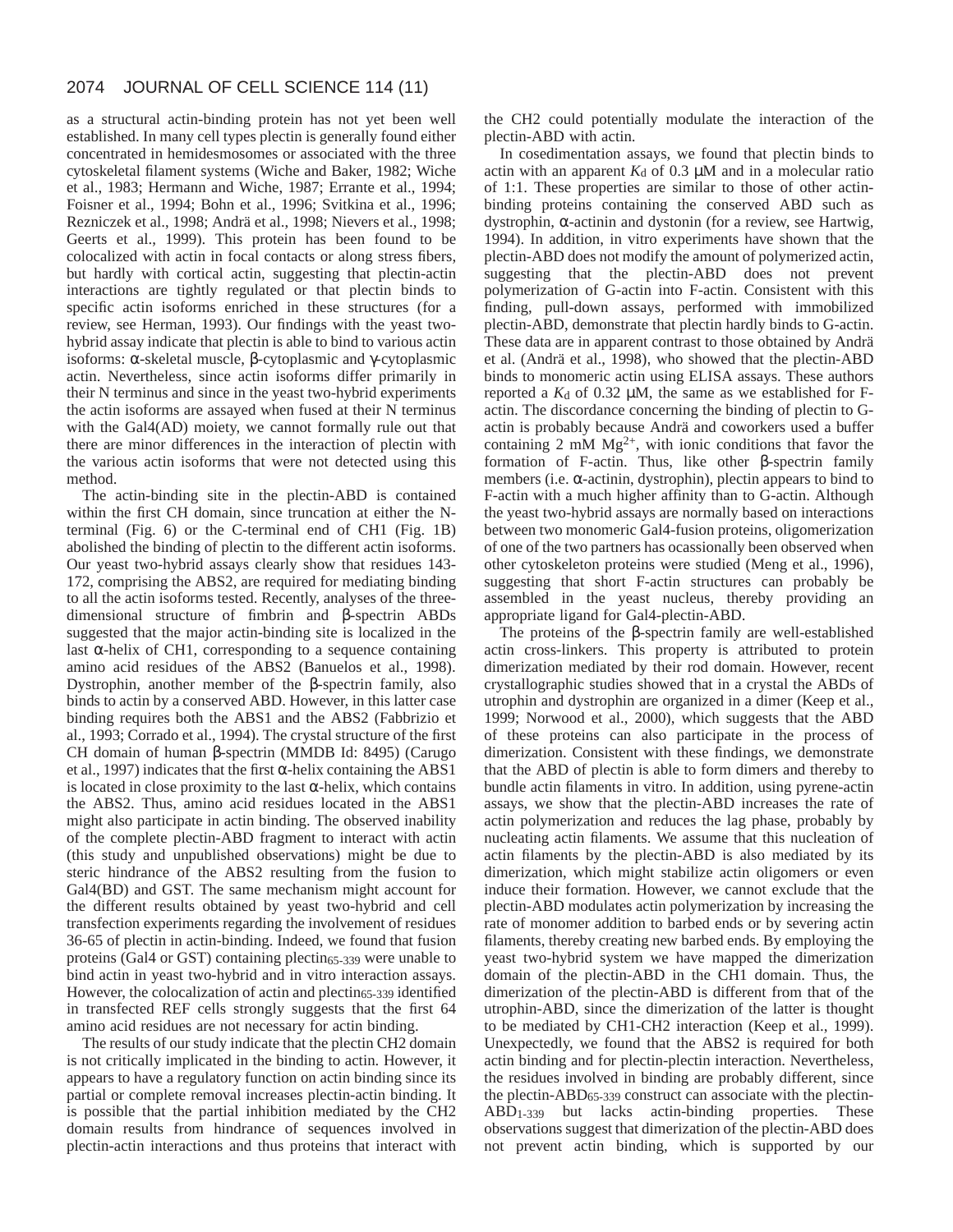as a structural actin-binding protein has not yet been well established. In many cell types plectin is generally found either concentrated in hemidesmosomes or associated with the three cytoskeletal filament systems (Wiche and Baker, 1982; Wiche et al., 1983; Hermann and Wiche, 1987; Errante et al., 1994; Foisner et al., 1994; Bohn et al., 1996; Svitkina et al., 1996; Rezniczek et al., 1998; Andrä et al., 1998; Nievers et al., 1998; Geerts et al., 1999). This protein has been found to be colocalized with actin in focal contacts or along stress fibers, but hardly with cortical actin, suggesting that plectin-actin interactions are tightly regulated or that plectin binds to specific actin isoforms enriched in these structures (for a review, see Herman, 1993). Our findings with the yeast two-hybrid assay indicate that plectin is able to bind to various actin isoforms: α-skeletal muscle, β-cytoplasmic and γ-cytoplasmic actin. Nevertheless, since actin isoforms differ primarily in their N terminus and since in the yeast two-hybrid experiments the actin isoforms are assayed when fused at their N terminus with the Gal4(AD) moiety, we cannot formally rule out that there are minor differences in the interaction of plectin with the various actin isoforms that were not detected using this method.

The actin-binding site in the plectin-ABD is contained within the first CH domain, since truncation at either the N-terminal (Fig. 6) or the C-terminal end of CH1 (Fig. 1B) abolished the binding of plectin to the different actin isoforms. Our yeast two-hybrid assays clearly show that residues 143-172, comprising the ABS2, are required for mediating binding to all the actin isoforms tested. Recently, analyses of the three-dimensional structure of fimbrin and β-spectrin ABDs suggested that the major actin-binding site is localized in the last α-helix of CH1, corresponding to a sequence containing amino acid residues of the ABS2 (Banuelos et al., 1998). Dystrophin, another member of the β-spectrin family, also binds to actin by a conserved ABD. However, in this latter case binding requires both the ABS1 and the ABS2 (Fabbrizio et al., 1993; Corrado et al., 1994). The crystal structure of the first CH domain of human β-spectrin (MMDB Id: 8495) (Carugo et al., 1997) indicates that the first α-helix containing the ABS1 is located in close proximity to the last α-helix, which contains the ABS2. Thus, amino acid residues located in the ABS1 might also participate in actin binding. The observed inability of the complete plectin-ABD fragment to interact with actin (this study and unpublished observations) might be due to steric hindrance of the ABS2 resulting from the fusion to Gal4(BD) and GST. The same mechanism might account for the different results obtained by yeast two-hybrid and cell transfection experiments regarding the involvement of residues 36-65 of plectin in actin-binding. Indeed, we found that fusion proteins (Gal4 or GST) containing plectin$_{65\text{-}339}$ were unable to bind actin in yeast two-hybrid and in vitro interaction assays. However, the colocalization of actin and plectin$_{65\text{-}339}$ identified in transfected REF cells strongly suggests that the first 64 amino acid residues are not necessary for actin binding.

The results of our study indicate that the plectin CH2 domain is not critically implicated in the binding to actin. However, it appears to have a regulatory function on actin binding since its partial or complete removal increases plectin-actin binding. It is possible that the partial inhibition mediated by the CH2 domain results from hindrance of sequences involved in plectin-actin interactions and thus proteins that interact with the CH2 could potentially modulate the interaction of the plectin-ABD with actin.

In cosedimentation assays, we found that plectin binds to actin with an apparent $K_d$ of 0.3 μM and in a molecular ratio of 1:1. These properties are similar to those of other actin-binding proteins containing the conserved ABD such as dystrophin, α-actinin and dystonin (for a review, see Hartwig, 1994). In addition, in vitro experiments have shown that the plectin-ABD does not modify the amount of polymerized actin, suggesting that the plectin-ABD does not prevent polymerization of G-actin into F-actin. Consistent with this finding, pull-down assays, performed with immobilized plectin-ABD, demonstrate that plectin hardly binds to G-actin. These data are in apparent contrast to those obtained by Andrä et al. (Andrä et al., 1998), who showed that the plectin-ABD binds to monomeric actin using ELISA assays. These authors reported a $K_d$ of 0.32 μM, the same as we established for F-actin. The discordance concerning the binding of plectin to G-actin is probably because Andrä and coworkers used a buffer containing 2 mM $Mg^{2+}$, with ionic conditions that favor the formation of F-actin. Thus, like other β-spectrin family members (i.e. α-actinin, dystrophin), plectin appears to bind to F-actin with a much higher affinity than to G-actin. Although the yeast two-hybrid assays are normally based on interactions between two monomeric Gal4-fusion proteins, oligomerization of one of the two partners has ocassionally been observed when other cytoskeleton proteins were studied (Meng et al., 1996), suggesting that short F-actin structures can probably be assembled in the yeast nucleus, thereby providing an appropriate ligand for Gal4-plectin-ABD.

The proteins of the β-spectrin family are well-established actin cross-linkers. This property is attributed to protein dimerization mediated by their rod domain. However, recent crystallographic studies showed that in a crystal the ABDs of utrophin and dystrophin are organized in a dimer (Keep et al., 1999; Norwood et al., 2000), which suggests that the ABD of these proteins can also participate in the process of dimerization. Consistent with these findings, we demonstrate that the ABD of plectin is able to form dimers and thereby to bundle actin filaments in vitro. In addition, using pyrene-actin assays, we show that the plectin-ABD increases the rate of actin polymerization and reduces the lag phase, probably by nucleating actin filaments. We assume that this nucleation of actin filaments by the plectin-ABD is also mediated by its dimerization, which might stabilize actin oligomers or even induce their formation. However, we cannot exclude that the plectin-ABD modulates actin polymerization by increasing the rate of monomer addition to barbed ends or by severing actin filaments, thereby creating new barbed ends. By employing the yeast two-hybrid system we have mapped the dimerization domain of the plectin-ABD in the CH1 domain. Thus, the dimerization of the plectin-ABD is different from that of the utrophin-ABD, since the dimerization of the latter is thought to be mediated by CH1-CH2 interaction (Keep et al., 1999). Unexpectedly, we found that the ABS2 is required for both actin binding and for plectin-plectin interaction. Nevertheless, the residues involved in binding are probably different, since the plectin-ABD$_{65\text{-}339}$ construct can associate with the plectin-ABD$_{1\text{-}339}$ but lacks actin-binding properties. These observations suggest that dimerization of the plectin-ABD does not prevent actin binding, which is supported by our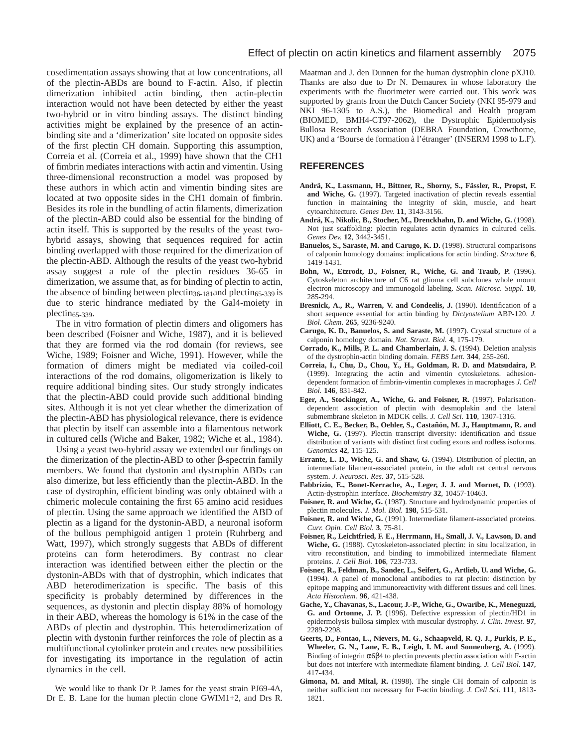cosedimentation assays showing that at low concentrations, all of the plectin-ABDs are bound to F-actin. Also, if plectin dimerization inhibited actin binding, then actin-plectin interaction would not have been detected by either the yeast two-hybrid or in vitro binding assays. The distinct binding activities might be explained by the presence of an actin-binding site and a 'dimerization' site located on opposite sides of the first plectin CH domain. Supporting this assumption, Correia et al. (Correia et al., 1999) have shown that the CH1 of fimbrin mediates interactions with actin and vimentin. Using three-dimensional reconstruction a model was proposed by these authors in which actin and vimentin binding sites are located at two opposite sides in the CH1 domain of fimbrin. Besides its role in the bundling of actin filaments, dimerization of the plectin-ABD could also be essential for the binding of actin itself. This is supported by the results of the yeast two-hybrid assays, showing that sequences required for actin binding overlapped with those required for the dimerization of the plectin-ABD. Although the results of the yeast two-hybrid assay suggest a role of the plectin residues 36-65 in dimerization, we assume that, as for binding of plectin to actin, the absence of binding between plectin$_{36-181}$ and plectin$_{65-339}$ is due to steric hindrance mediated by the Gal4-moiety in plectin$_{65-339}$.

The in vitro formation of plectin dimers and oligomers has been described (Foisner and Wiche, 1987), and it is believed that they are formed via the rod domain (for reviews, see Wiche, 1989; Foisner and Wiche, 1991). However, while the formation of dimers might be mediated via coiled-coil interactions of the rod domains, oligomerization is likely to require additional binding sites. Our study strongly indicates that the plectin-ABD could provide such additional binding sites. Although it is not yet clear whether the dimerization of the plectin-ABD has physiological relevance, there is evidence that plectin by itself can assemble into a filamentous network in cultured cells (Wiche and Baker, 1982; Wiche et al., 1984).

Using a yeast two-hybrid assay we extended our findings on the dimerization of the plectin-ABD to other β-spectrin family members. We found that dystonin and dystrophin ABDs can also dimerize, but less efficiently than the plectin-ABD. In the case of dystrophin, efficient binding was only obtained with a chimeric molecule containing the first 65 amino acid residues of plectin. Using the same approach we identified the ABD of plectin as a ligand for the dystonin-ABD, a neuronal isoform of the bullous pemphigoid antigen 1 protein (Ruhrberg and Watt, 1997), which strongly suggests that ABDs of different proteins can form heterodimers. By contrast no clear interaction was identified between either the plectin or the dystonin-ABDs with that of dystrophin, which indicates that ABD heterodimerization is specific. The basis of this specificity is probably determined by differences in the sequences, as dystonin and plectin display 88% of homology in their ABD, whereas the homology is 61% in the case of the ABDs of plectin and dystrophin. This heterodimerization of plectin with dystonin further reinforces the role of plectin as a multifunctional cytolinker protein and creates new possibilities for investigating its importance in the regulation of actin dynamics in the cell.

We would like to thank Dr P. James for the yeast strain PJ69-4A, Dr E. B. Lane for the human plectin clone GWIM1+2, and Drs R. Maatman and J. den Dunnen for the human dystrophin clone pXJ10. Thanks are also due to Dr N. Demaurex in whose laboratory the experiments with the fluorimeter were carried out. This work was supported by grants from the Dutch Cancer Society (NKI 95-979 and NKI 96-1305 to A.S.), the Biomedical and Health program (BIOMED, BMH4-CT97-2062), the Dystrophic Epidermolysis Bullosa Research Association (DEBRA Foundation, Crowthorne, UK) and a 'Bourse de formation à l'étranger' (INSERM 1998 to L.F).

## REFERENCES

**Andrä, K., Lassmann, H., Bittner, R., Shorny, S., Fässler, R., Propst, F. and Wiche, G.** (1997). Targeted inactivation of plectin reveals essential function in maintaining the integrity of skin, muscle, and heart cytoarchitecture. *Genes Dev.* **11**, 3143-3156.

**Andrä, K., Nikolic, B., Stocher, M., Drenckhahn, D. and Wiche, G.** (1998). Not just scaffolding: plectin regulates actin dynamics in cultured cells. *Genes Dev.* **12**, 3442-3451.

**Banuelos, S., Saraste, M. and Carugo, K. D.** (1998). Structural comparisons of calponin homology domains: implications for actin binding. *Structure* **6**, 1419-1431.

**Bohn, W., Etzrodt, D., Foisner, R., Wiche, G. and Traub, P.** (1996). Cytoskeleton architecture of C6 rat glioma cell subclones whole mount electron microscopy and immunogold labeling. *Scan. Microsc. Suppl.* **10**, 285-294.

**Bresnick, A., R., Warren, V. and Condeelis, J.** (1990). Identification of a short sequence essential for actin binding by *Dictyostelium* ABP-120. *J. Biol. Chem*. **265**, 9236-9240.

**Carugo, K. D., Banuelos, S. and Saraste, M.** (1997). Crystal structure of a calponin homology domain. *Nat. Struct. Biol.* **4**, 175-179.

**Corrado, K., Mills, P. L. and Chamberlain, J. S.** (1994). Deletion analysis of the dystrophin-actin binding domain. *FEBS Lett.* **344**, 255-260.

**Correia, I., Chu, D., Chou, Y., H., Goldman, R. D. and Matsudaira, P.** (1999). Integrating the actin and vimentin cytoskeletons. adhesion-dependent formation of fimbrin-vimentin complexes in macrophages *J. Cell Biol.* **146**, 831-842.

**Eger, A., Stockinger, A., Wiche, G. and Foisner, R.** (1997). Polarisation-dependent association of plectin with desmoplakin and the lateral submembrane skeleton in MDCK cells. *J. Cell Sci.* **110**, 1307-1316.

**Elliott, C. E., Becker, B., Oehler, S., Castañón, M. J., Hauptmann, R. and Wiche, G.** (1997). Plectin transcript diversity: identification and tissue distribution of variants with distinct first coding exons and rodless isoforms. *Genomics* **42**, 115-125.

**Errante, L. D., Wiche, G. and Shaw, G.** (1994). Distribution of plectin, an intermediate filament-associated protein, in the adult rat central nervous system. *J. Neurosci. Res.* **37**, 515-528.

**Fabbrizio, E., Bonet-Kerrache, A., Leger, J. J. and Mornet, D.** (1993). Actin-dystrophin interface. *Biochemistry* **32**, 10457-10463.

**Foisner, R. and Wiche, G.** (1987). Structure and hydrodynamic properties of plectin molecules. *J. Mol. Biol.* **198**, 515-531.

**Foisner, R. and Wiche, G.** (1991). Intermediate filament-associated proteins. *Curr. Opin. Cell Biol.* **3**, 75-81.

**Foisner, R., Leichtfried, F. E., Herrmann, H., Small, J. V., Lawson, D. and Wiche, G.** (1988). Cytoskeleton-associated plectin: in situ localization, in vitro reconstitution, and binding to immobilized intermediate filament proteins. *J. Cell Biol.* **106**, 723-733.

**Foisner, R., Feldman, B., Sander, L., Seifert, G., Artlieb, U. and Wiche, G.** (1994). A panel of monoclonal antibodies to rat plectin: distinction by epitope mapping and immunoreactivity with different tissues and cell lines. *Acta Histochem.* **96**, 421-438.

**Gache, Y., Chavanas, S., Lacour, J.-P., Wiche, G., Owaribe, K., Meneguzzi, G. and Ortonne, J. P.** (1996). Defective expression of plectin/HD1 in epidermolysis bullosa simplex with muscular dystrophy. *J. Clin. Invest.* **97**, 2289-2298.

**Geerts, D., Fontao, L., Nievers, M. G., Schaapveld, R. Q. J., Purkis, P. E., Wheeler, G. N., Lane, E. B., Leigh, I. M. and Sonnenberg, A.** (1999). Binding of integrin α6β4 to plectin prevents plectin association with F-actin but does not interfere with intermediate filament binding. *J. Cell Biol.* **147**, 417-434.

**Gimona, M. and Mital, R.** (1998). The single CH domain of calponin is neither sufficient nor necessary for F-actin binding. *J. Cell Sci.* **111**, 1813-1821.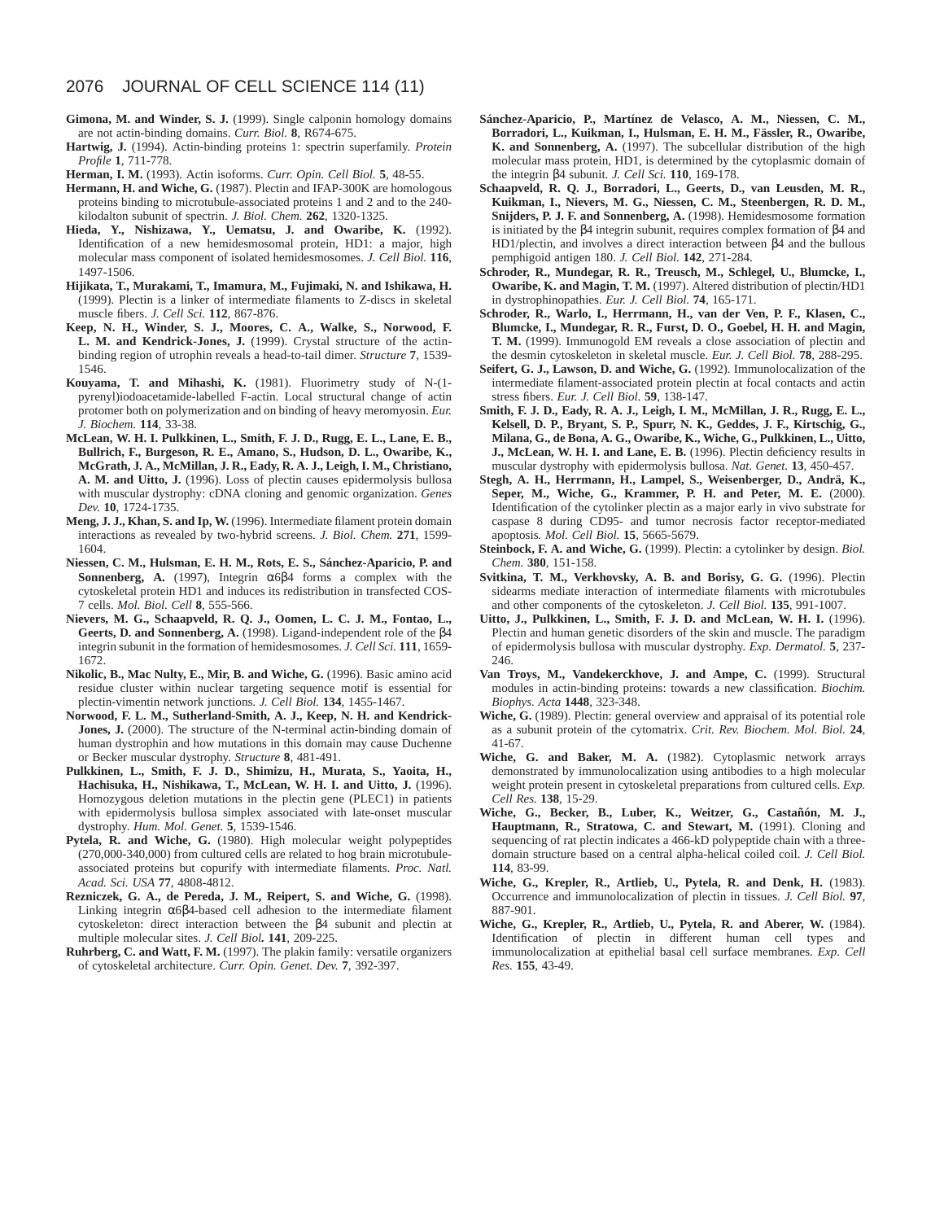**Gimona, M. and Winder, S. J.** (1999). Single calponin homology domains are not actin-binding domains. *Curr. Biol.* **8**, R674-675.

**Hartwig, J.** (1994). Actin-binding proteins 1: spectrin superfamily. *Protein Profile* **1**, 711-778.

**Herman, I. M.** (1993). Actin isoforms. *Curr. Opin. Cell Biol.* **5**, 48-55.

**Hermann, H. and Wiche, G.** (1987). Plectin and IFAP-300K are homologous proteins binding to microtubule-associated proteins 1 and 2 and to the 240-kilodalton subunit of spectrin. *J. Biol. Chem.* **262**, 1320-1325.

**Hieda, Y., Nishizawa, Y., Uematsu, J. and Owaribe, K.** (1992). Identification of a new hemidesmosomal protein, HD1: a major, high molecular mass component of isolated hemidesmosomes. *J. Cell Biol.* **116**, 1497-1506.

**Hijikata, T., Murakami, T., Imamura, M., Fujimaki, N. and Ishikawa, H.** (1999). Plectin is a linker of intermediate filaments to Z-discs in skeletal muscle fibers. *J. Cell Sci.* **112**, 867-876.

**Keep, N. H., Winder, S. J., Moores, C. A., Walke, S., Norwood, F. L. M. and Kendrick-Jones, J.** (1999). Crystal structure of the actin-binding region of utrophin reveals a head-to-tail dimer. *Structure* **7**, 1539-1546.

**Kouyama, T. and Mihashi, K.** (1981). Fluorimetry study of N-(1-pyrenyl)iodoacetamide-labelled F-actin. Local structural change of actin protomer both on polymerization and on binding of heavy meromyosin. *Eur. J. Biochem.* **114**, 33-38.

**McLean, W. H. I. Pulkkinen, L., Smith, F. J. D., Rugg, E. L., Lane, E. B., Bullrich, F., Burgeson, R. E., Amano, S., Hudson, D. L., Owaribe, K., McGrath, J. A., McMillan, J. R., Eady, R. A. J., Leigh, I. M., Christiano, A. M. and Uitto, J.** (1996). Loss of plectin causes epidermolysis bullosa with muscular dystrophy: cDNA cloning and genomic organization. *Genes Dev.* **10**, 1724-1735.

**Meng, J. J., Khan, S. and Ip, W.** (1996). Intermediate filament protein domain interactions as revealed by two-hybrid screens. *J. Biol. Chem.* **271**, 1599-1604.

**Niessen, C. M., Hulsman, E. H. M., Rots, E. S., Sánchez-Aparicio, P. and Sonnenberg, A.** (1997), Integrin α6β4 forms a complex with the cytoskeletal protein HD1 and induces its redistribution in transfected COS-7 cells. *Mol. Biol. Cell* **8**, 555-566.

**Nievers, M. G., Schaapveld, R. Q. J., Oomen, L. C. J. M., Fontao, L., Geerts, D. and Sonnenberg, A.** (1998). Ligand-independent role of the β4 integrin subunit in the formation of hemidesmosomes. *J. Cell Sci.* **111**, 1659-1672.

**Nikolic, B., Mac Nulty, E., Mir, B. and Wiche, G.** (1996). Basic amino acid residue cluster within nuclear targeting sequence motif is essential for plectin-vimentin network junctions. *J. Cell Biol.* **134**, 1455-1467.

**Norwood, F. L. M., Sutherland-Smith, A. J., Keep, N. H. and Kendrick-Jones, J.** (2000). The structure of the N-terminal actin-binding domain of human dystrophin and how mutations in this domain may cause Duchenne or Becker muscular dystrophy. *Structure* **8**, 481-491.

**Pulkkinen, L., Smith, F. J. D., Shimizu, H., Murata, S., Yaoita, H., Hachisuka, H., Nishikawa, T., McLean, W. H. I. and Uitto, J.** (1996). Homozygous deletion mutations in the plectin gene (PLEC1) in patients with epidermolysis bullosa simplex associated with late-onset muscular dystrophy. *Hum. Mol. Genet.* **5**, 1539-1546.

**Pytela, R. and Wiche, G.** (1980). High molecular weight polypeptides (270,000-340,000) from cultured cells are related to hog brain microtubule-associated proteins but copurify with intermediate filaments. *Proc. Natl. Acad. Sci. USA* **77**, 4808-4812.

**Rezniczek, G. A., de Pereda, J. M., Reipert, S. and Wiche, G.** (1998). Linking integrin α6β4-based cell adhesion to the intermediate filament cytoskeleton: direct interaction between the β4 subunit and plectin at multiple molecular sites. *J. Cell Biol.* **141**, 209-225.

**Ruhrberg, C. and Watt, F. M.** (1997). The plakin family: versatile organizers of cytoskeletal architecture. *Curr. Opin. Genet. Dev.* **7**, 392-397.

**Sánchez-Aparicio, P., Martínez de Velasco, A. M., Niessen, C. M., Borradori, L., Kuikman, I., Hulsman, E. H. M., Fässler, R., Owaribe, K. and Sonnenberg, A.** (1997). The subcellular distribution of the high molecular mass protein, HD1, is determined by the cytoplasmic domain of the integrin β4 subunit. *J. Cell Sci.* **110**, 169-178.

**Schaapveld, R. Q. J., Borradori, L., Geerts, D., van Leusden, M. R., Kuikman, I., Nievers, M. G., Niessen, C. M., Steenbergen, R. D. M., Snijders, P. J. F. and Sonnenberg, A.** (1998). Hemidesmosome formation is initiated by the β4 integrin subunit, requires complex formation of β4 and HD1/plectin, and involves a direct interaction between β4 and the bullous pemphigoid antigen 180. *J. Cell Biol.* **142**, 271-284.

**Schroder, R., Mundegar, R. R., Treusch, M., Schlegel, U., Blumcke, I., Owaribe, K. and Magin, T. M.** (1997). Altered distribution of plectin/HD1 in dystrophinopathies. *Eur. J. Cell Biol.* **74**, 165-171.

**Schroder, R., Warlo, I., Herrmann, H., van der Ven, P. F., Klasen, C., Blumcke, I., Mundegar, R. R., Furst, D. O., Goebel, H. H. and Magin, T. M.** (1999). Immunogold EM reveals a close association of plectin and the desmin cytoskeleton in skeletal muscle. *Eur. J. Cell Biol.* **78**, 288-295.

**Seifert, G. J., Lawson, D. and Wiche, G.** (1992). Immunolocalization of the intermediate filament-associated protein plectin at focal contacts and actin stress fibers. *Eur. J. Cell Biol.* **59**, 138-147.

**Smith, F. J. D., Eady, R. A. J., Leigh, I. M., McMillan, J. R., Rugg, E. L., Kelsell, D. P., Bryant, S. P., Spurr, N. K., Geddes, J. F., Kirtschig, G., Milana, G., de Bona, A. G., Owaribe, K., Wiche, G., Pulkkinen, L., Uitto, J., McLean, W. H. I. and Lane, E. B.** (1996). Plectin deficiency results in muscular dystrophy with epidermolysis bullosa. *Nat. Genet.* **13**, 450-457.

**Stegh, A. H., Herrmann, H., Lampel, S., Weisenberger, D., Andrä, K., Seper, M., Wiche, G., Krammer, P. H. and Peter, M. E.** (2000). Identification of the cytolinker plectin as a major early in vivo substrate for caspase 8 during CD95- and tumor necrosis factor receptor-mediated apoptosis. *Mol. Cell Biol.* **15**, 5665-5679.

**Steinbock, F. A. and Wiche, G.** (1999). Plectin: a cytolinker by design. *Biol. Chem.* **380**, 151-158.

**Svitkina, T. M., Verkhovsky, A. B. and Borisy, G. G.** (1996). Plectin sidearms mediate interaction of intermediate filaments with microtubules and other components of the cytoskeleton. *J. Cell Biol.* **135**, 991-1007.

**Uitto, J., Pulkkinen, L., Smith, F. J. D. and McLean, W. H. I.** (1996). Plectin and human genetic disorders of the skin and muscle. The paradigm of epidermolysis bullosa with muscular dystrophy. *Exp. Dermatol.* **5**, 237-246.

**Van Troys, M., Vandekerckhove, J. and Ampe, C.** (1999). Structural modules in actin-binding proteins: towards a new classification. *Biochim. Biophys. Acta* **1448**, 323-348.

**Wiche, G.** (1989). Plectin: general overview and appraisal of its potential role as a subunit protein of the cytomatrix. *Crit. Rev. Biochem. Mol. Biol.* **24**, 41-67.

**Wiche, G. and Baker, M. A.** (1982). Cytoplasmic network arrays demonstrated by immunolocalization using antibodies to a high molecular weight protein present in cytoskeletal preparations from cultured cells. *Exp. Cell Res.* **138**, 15-29.

**Wiche, G., Becker, B., Luber, K., Weitzer, G., Castañón, M. J., Hauptmann, R., Stratowa, C. and Stewart, M.** (1991). Cloning and sequencing of rat plectin indicates a 466-kD polypeptide chain with a three-domain structure based on a central alpha-helical coiled coil. *J. Cell Biol.* **114**, 83-99.

**Wiche, G., Krepler, R., Artlieb, U., Pytela, R. and Denk, H.** (1983). Occurrence and immunolocalization of plectin in tissues. *J. Cell Biol.* **97**, 887-901.

**Wiche, G., Krepler, R., Artlieb, U., Pytela, R. and Aberer, W.** (1984). Identification of plectin in different human cell types and immunolocalization at epithelial basal cell surface membranes. *Exp. Cell Res.* **155**, 43-49.